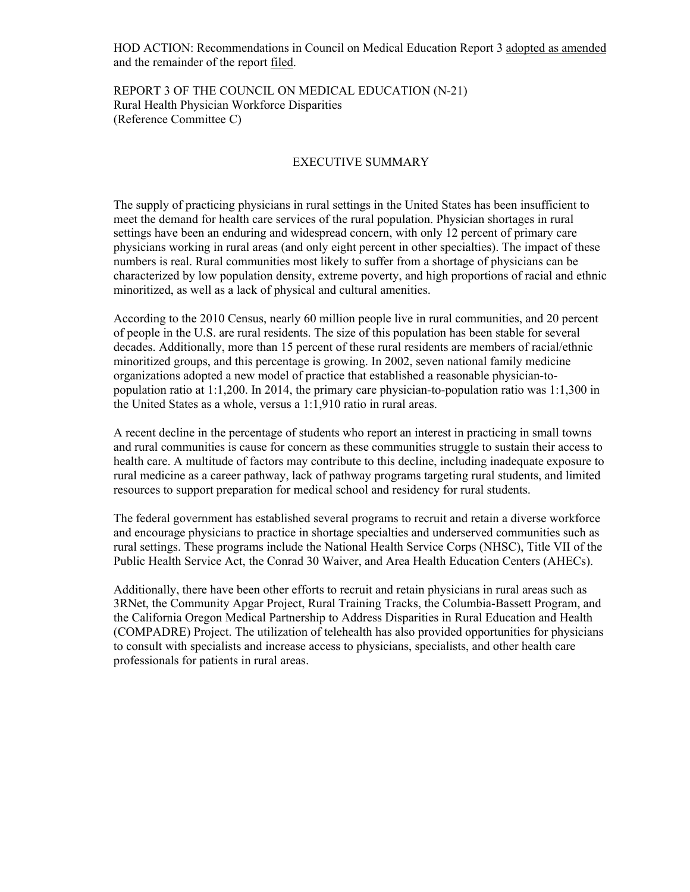HOD ACTION: Recommendations in Council on Medical Education Report 3 adopted as amended and the remainder of the report filed.

REPORT 3 OF THE COUNCIL ON MEDICAL EDUCATION (N-21)
Rural Health Physician Workforce Disparities
(Reference Committee C)

## EXECUTIVE SUMMARY

The supply of practicing physicians in rural settings in the United States has been insufficient to meet the demand for health care services of the rural population. Physician shortages in rural settings have been an enduring and widespread concern, with only 12 percent of primary care physicians working in rural areas (and only eight percent in other specialties). The impact of these numbers is real. Rural communities most likely to suffer from a shortage of physicians can be characterized by low population density, extreme poverty, and high proportions of racial and ethnic minoritized, as well as a lack of physical and cultural amenities.

According to the 2010 Census, nearly 60 million people live in rural communities, and 20 percent of people in the U.S. are rural residents. The size of this population has been stable for several decades. Additionally, more than 15 percent of these rural residents are members of racial/ethnic minoritized groups, and this percentage is growing. In 2002, seven national family medicine organizations adopted a new model of practice that established a reasonable physician-to-population ratio at 1:1,200. In 2014, the primary care physician-to-population ratio was 1:1,300 in the United States as a whole, versus a 1:1,910 ratio in rural areas.

A recent decline in the percentage of students who report an interest in practicing in small towns and rural communities is cause for concern as these communities struggle to sustain their access to health care. A multitude of factors may contribute to this decline, including inadequate exposure to rural medicine as a career pathway, lack of pathway programs targeting rural students, and limited resources to support preparation for medical school and residency for rural students.

The federal government has established several programs to recruit and retain a diverse workforce and encourage physicians to practice in shortage specialties and underserved communities such as rural settings. These programs include the National Health Service Corps (NHSC), Title VII of the Public Health Service Act, the Conrad 30 Waiver, and Area Health Education Centers (AHECs).

Additionally, there have been other efforts to recruit and retain physicians in rural areas such as 3RNet, the Community Apgar Project, Rural Training Tracks, the Columbia-Bassett Program, and the California Oregon Medical Partnership to Address Disparities in Rural Education and Health (COMPADRE) Project. The utilization of telehealth has also provided opportunities for physicians to consult with specialists and increase access to physicians, specialists, and other health care professionals for patients in rural areas.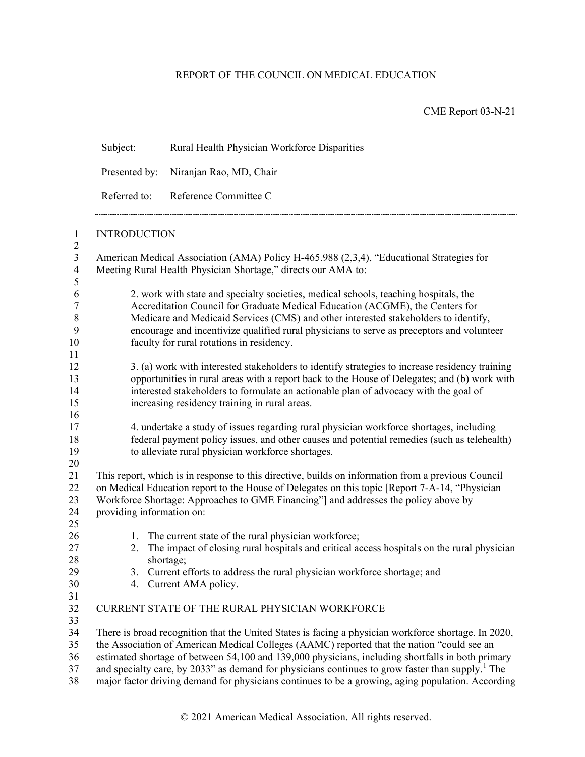REPORT OF THE COUNCIL ON MEDICAL EDUCATION

CME Report 03-N-21

Subject: Rural Health Physician Workforce Disparities

Presented by: Niranjan Rao, MD, Chair

Referred to: Reference Committee C

---

## INTRODUCTION

American Medical Association (AMA) Policy H-465.988 (2,3,4), "Educational Strategies for Meeting Rural Health Physician Shortage," directs our AMA to:

> 2. work with state and specialty societies, medical schools, teaching hospitals, the Accreditation Council for Graduate Medical Education (ACGME), the Centers for Medicare and Medicaid Services (CMS) and other interested stakeholders to identify, encourage and incentivize qualified rural physicians to serve as preceptors and volunteer faculty for rural rotations in residency.
>
> 3. (a) work with interested stakeholders to identify strategies to increase residency training opportunities in rural areas with a report back to the House of Delegates; and (b) work with interested stakeholders to formulate an actionable plan of advocacy with the goal of increasing residency training in rural areas.
>
> 4. undertake a study of issues regarding rural physician workforce shortages, including federal payment policy issues, and other causes and potential remedies (such as telehealth) to alleviate rural physician workforce shortages.

This report, which is in response to this directive, builds on information from a previous Council on Medical Education report to the House of Delegates on this topic [Report 7-A-14, "Physician Workforce Shortage: Approaches to GME Financing"] and addresses the policy above by providing information on:

1. The current state of the rural physician workforce;
2. The impact of closing rural hospitals and critical access hospitals on the rural physician shortage;
3. Current efforts to address the rural physician workforce shortage; and
4. Current AMA policy.

## CURRENT STATE OF THE RURAL PHYSICIAN WORKFORCE

There is broad recognition that the United States is facing a physician workforce shortage. In 2020, the Association of American Medical Colleges (AAMC) reported that the nation "could see an estimated shortage of between 54,100 and 139,000 physicians, including shortfalls in both primary and specialty care, by 2033" as demand for physicians continues to grow faster than supply.[1] The major factor driving demand for physicians continues to be a growing, aging population. According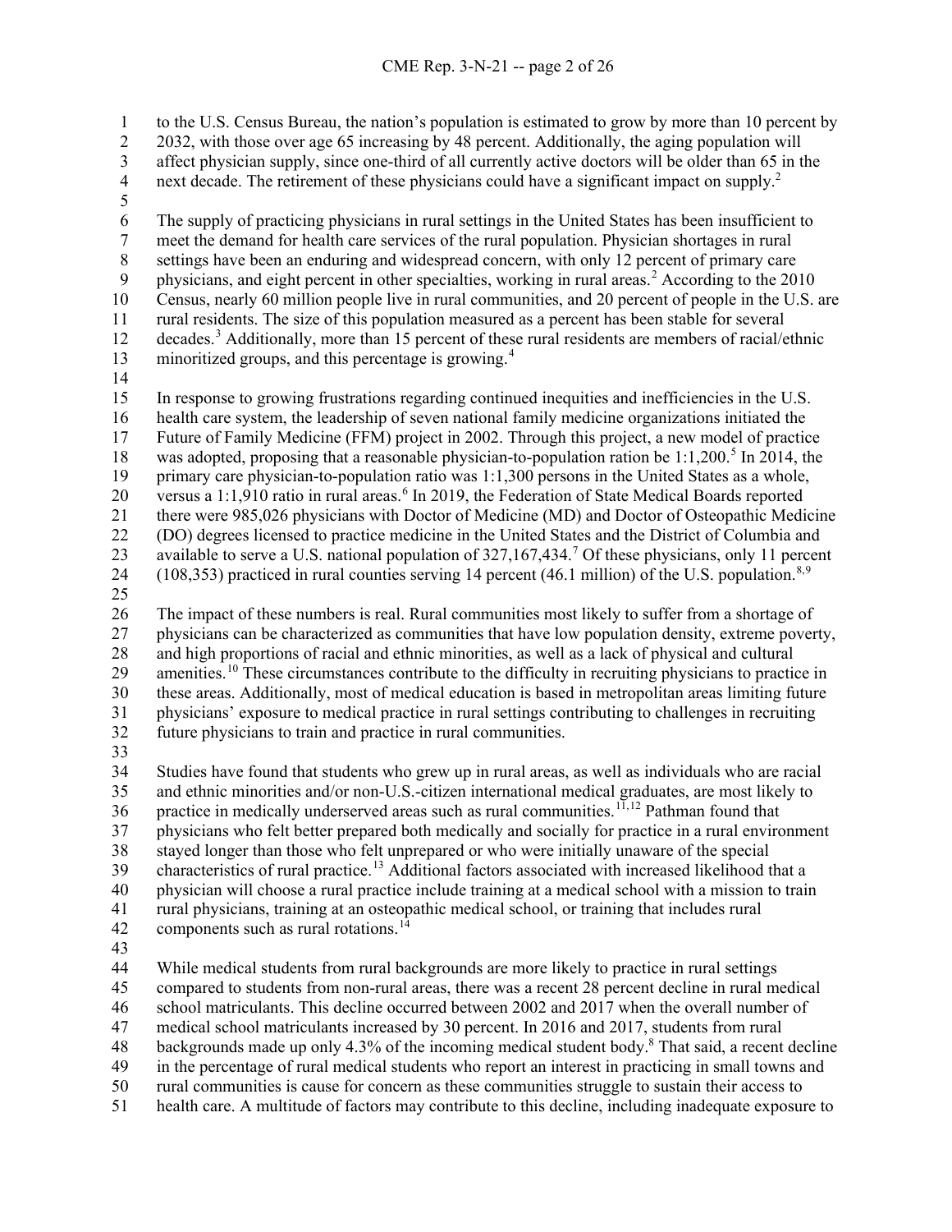to the U.S. Census Bureau, the nation's population is estimated to grow by more than 10 percent by 2032, with those over age 65 increasing by 48 percent. Additionally, the aging population will affect physician supply, since one-third of all currently active doctors will be older than 65 in the next decade. The retirement of these physicians could have a significant impact on supply.[2]

The supply of practicing physicians in rural settings in the United States has been insufficient to meet the demand for health care services of the rural population. Physician shortages in rural settings have been an enduring and widespread concern, with only 12 percent of primary care physicians, and eight percent in other specialties, working in rural areas.[2] According to the 2010 Census, nearly 60 million people live in rural communities, and 20 percent of people in the U.S. are rural residents. The size of this population measured as a percent has been stable for several decades.[3] Additionally, more than 15 percent of these rural residents are members of racial/ethnic minoritized groups, and this percentage is growing.[4]

In response to growing frustrations regarding continued inequities and inefficiencies in the U.S. health care system, the leadership of seven national family medicine organizations initiated the Future of Family Medicine (FFM) project in 2002. Through this project, a new model of practice was adopted, proposing that a reasonable physician-to-population ration be 1:1,200.[5] In 2014, the primary care physician-to-population ratio was 1:1,300 persons in the United States as a whole, versus a 1:1,910 ratio in rural areas.[6] In 2019, the Federation of State Medical Boards reported there were 985,026 physicians with Doctor of Medicine (MD) and Doctor of Osteopathic Medicine (DO) degrees licensed to practice medicine in the United States and the District of Columbia and available to serve a U.S. national population of 327,167,434.[7] Of these physicians, only 11 percent (108,353) practiced in rural counties serving 14 percent (46.1 million) of the U.S. population.[8,9]

The impact of these numbers is real. Rural communities most likely to suffer from a shortage of physicians can be characterized as communities that have low population density, extreme poverty, and high proportions of racial and ethnic minorities, as well as a lack of physical and cultural amenities.[10] These circumstances contribute to the difficulty in recruiting physicians to practice in these areas. Additionally, most of medical education is based in metropolitan areas limiting future physicians' exposure to medical practice in rural settings contributing to challenges in recruiting future physicians to train and practice in rural communities.

Studies have found that students who grew up in rural areas, as well as individuals who are racial and ethnic minorities and/or non-U.S.-citizen international medical graduates, are most likely to practice in medically underserved areas such as rural communities.[11,12] Pathman found that physicians who felt better prepared both medically and socially for practice in a rural environment stayed longer than those who felt unprepared or who were initially unaware of the special characteristics of rural practice.[13] Additional factors associated with increased likelihood that a physician will choose a rural practice include training at a medical school with a mission to train rural physicians, training at an osteopathic medical school, or training that includes rural components such as rural rotations.[14]

While medical students from rural backgrounds are more likely to practice in rural settings compared to students from non-rural areas, there was a recent 28 percent decline in rural medical school matriculants. This decline occurred between 2002 and 2017 when the overall number of medical school matriculants increased by 30 percent. In 2016 and 2017, students from rural backgrounds made up only 4.3% of the incoming medical student body.[8] That said, a recent decline in the percentage of rural medical students who report an interest in practicing in small towns and rural communities is cause for concern as these communities struggle to sustain their access to health care. A multitude of factors may contribute to this decline, including inadequate exposure to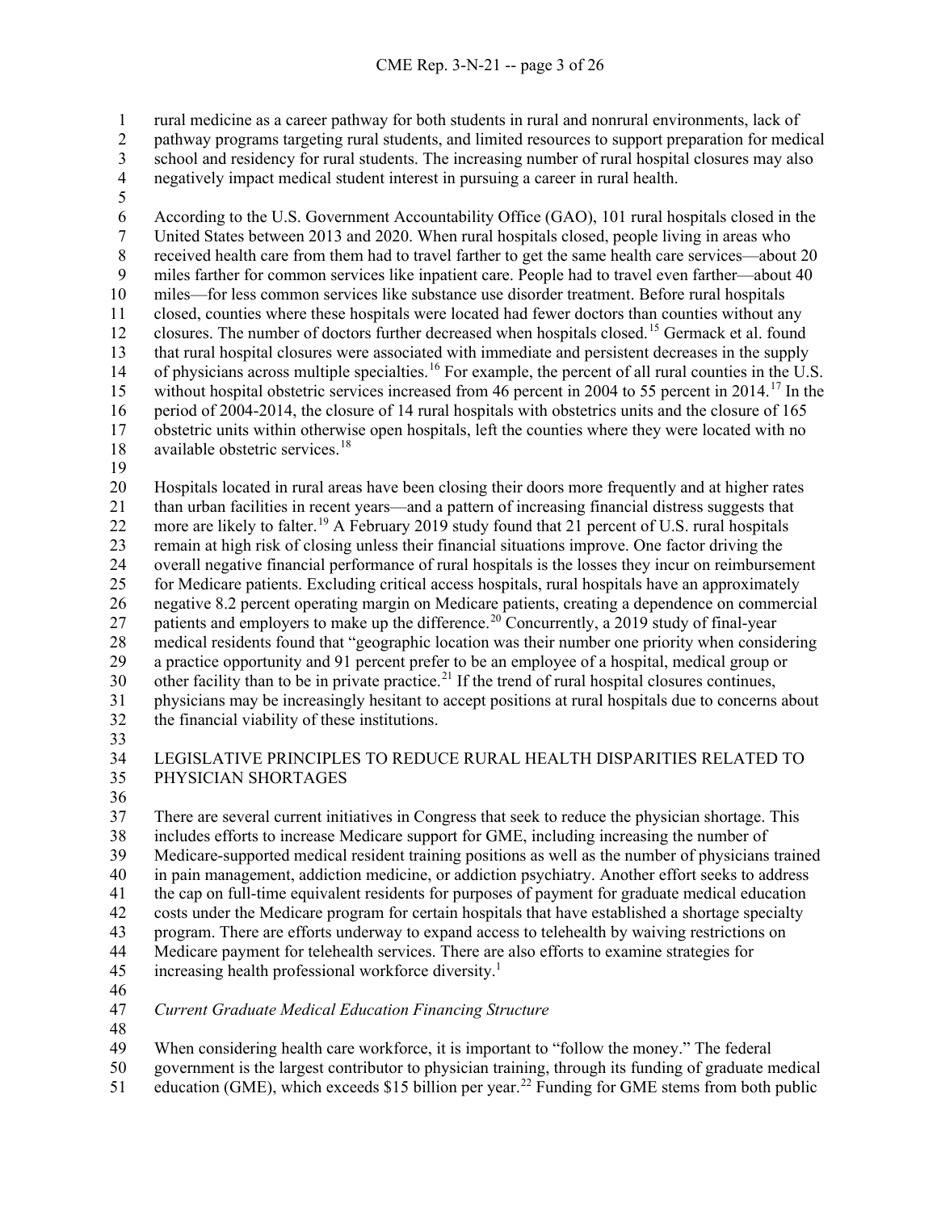rural medicine as a career pathway for both students in rural and nonrural environments, lack of pathway programs targeting rural students, and limited resources to support preparation for medical school and residency for rural students. The increasing number of rural hospital closures may also negatively impact medical student interest in pursuing a career in rural health.

According to the U.S. Government Accountability Office (GAO), 101 rural hospitals closed in the United States between 2013 and 2020. When rural hospitals closed, people living in areas who received health care from them had to travel farther to get the same health care services—about 20 miles farther for common services like inpatient care. People had to travel even farther—about 40 miles—for less common services like substance use disorder treatment. Before rural hospitals closed, counties where these hospitals were located had fewer doctors than counties without any closures. The number of doctors further decreased when hospitals closed.[15] Germack et al. found that rural hospital closures were associated with immediate and persistent decreases in the supply of physicians across multiple specialties.[16] For example, the percent of all rural counties in the U.S. without hospital obstetric services increased from 46 percent in 2004 to 55 percent in 2014.[17] In the period of 2004-2014, the closure of 14 rural hospitals with obstetrics units and the closure of 165 obstetric units within otherwise open hospitals, left the counties where they were located with no available obstetric services.[18]

Hospitals located in rural areas have been closing their doors more frequently and at higher rates than urban facilities in recent years—and a pattern of increasing financial distress suggests that more are likely to falter.[19] A February 2019 study found that 21 percent of U.S. rural hospitals remain at high risk of closing unless their financial situations improve. One factor driving the overall negative financial performance of rural hospitals is the losses they incur on reimbursement for Medicare patients. Excluding critical access hospitals, rural hospitals have an approximately negative 8.2 percent operating margin on Medicare patients, creating a dependence on commercial patients and employers to make up the difference.[20] Concurrently, a 2019 study of final-year medical residents found that "geographic location was their number one priority when considering a practice opportunity and 91 percent prefer to be an employee of a hospital, medical group or other facility than to be in private practice.[21] If the trend of rural hospital closures continues, physicians may be increasingly hesitant to accept positions at rural hospitals due to concerns about the financial viability of these institutions.

## LEGISLATIVE PRINCIPLES TO REDUCE RURAL HEALTH DISPARITIES RELATED TO PHYSICIAN SHORTAGES

There are several current initiatives in Congress that seek to reduce the physician shortage. This includes efforts to increase Medicare support for GME, including increasing the number of Medicare-supported medical resident training positions as well as the number of physicians trained in pain management, addiction medicine, or addiction psychiatry. Another effort seeks to address the cap on full-time equivalent residents for purposes of payment for graduate medical education costs under the Medicare program for certain hospitals that have established a shortage specialty program. There are efforts underway to expand access to telehealth by waiving restrictions on Medicare payment for telehealth services. There are also efforts to examine strategies for increasing health professional workforce diversity.[1]

### *Current Graduate Medical Education Financing Structure*

When considering health care workforce, it is important to "follow the money." The federal government is the largest contributor to physician training, through its funding of graduate medical education (GME), which exceeds $15 billion per year.[22] Funding for GME stems from both public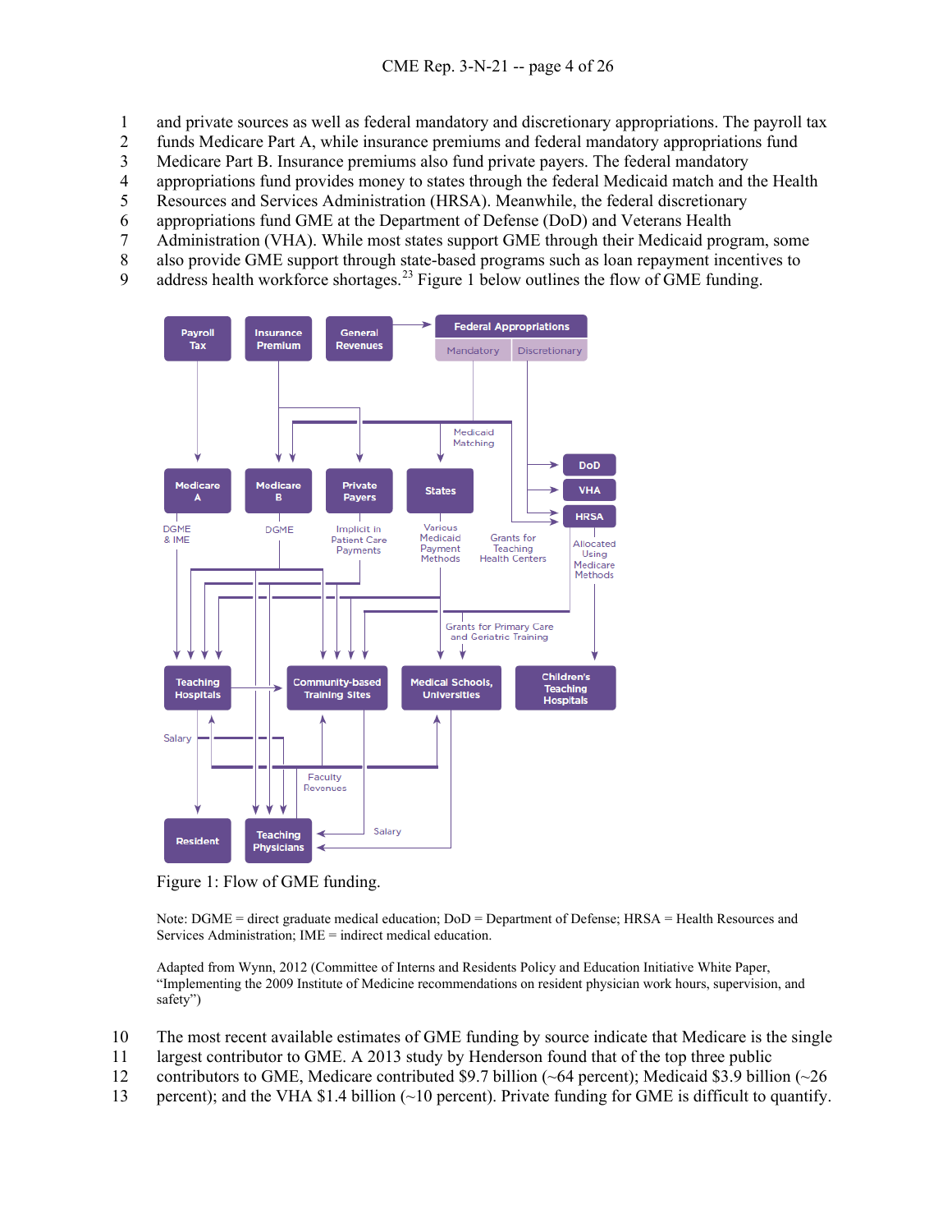and private sources as well as federal mandatory and discretionary appropriations. The payroll tax funds Medicare Part A, while insurance premiums and federal mandatory appropriations fund Medicare Part B. Insurance premiums also fund private payers. The federal mandatory appropriations fund provides money to states through the federal Medicaid match and the Health Resources and Services Administration (HRSA). Meanwhile, the federal discretionary appropriations fund GME at the Department of Defense (DoD) and Veterans Health Administration (VHA). While most states support GME through their Medicaid program, some also provide GME support through state-based programs such as loan repayment incentives to address health workforce shortages.[23] Figure 1 below outlines the flow of GME funding.

Figure 1: Flow of GME funding.

Note: DGME = direct graduate medical education; DoD = Department of Defense; HRSA = Health Resources and Services Administration; IME = indirect medical education.

Adapted from Wynn, 2012 (Committee of Interns and Residents Policy and Education Initiative White Paper, "Implementing the 2009 Institute of Medicine recommendations on resident physician work hours, supervision, and safety")

The most recent available estimates of GME funding by source indicate that Medicare is the single largest contributor to GME. A 2013 study by Henderson found that of the top three public contributors to GME, Medicare contributed $9.7 billion (~64 percent); Medicaid $3.9 billion (~26 percent); and the VHA $1.4 billion (~10 percent). Private funding for GME is difficult to quantify.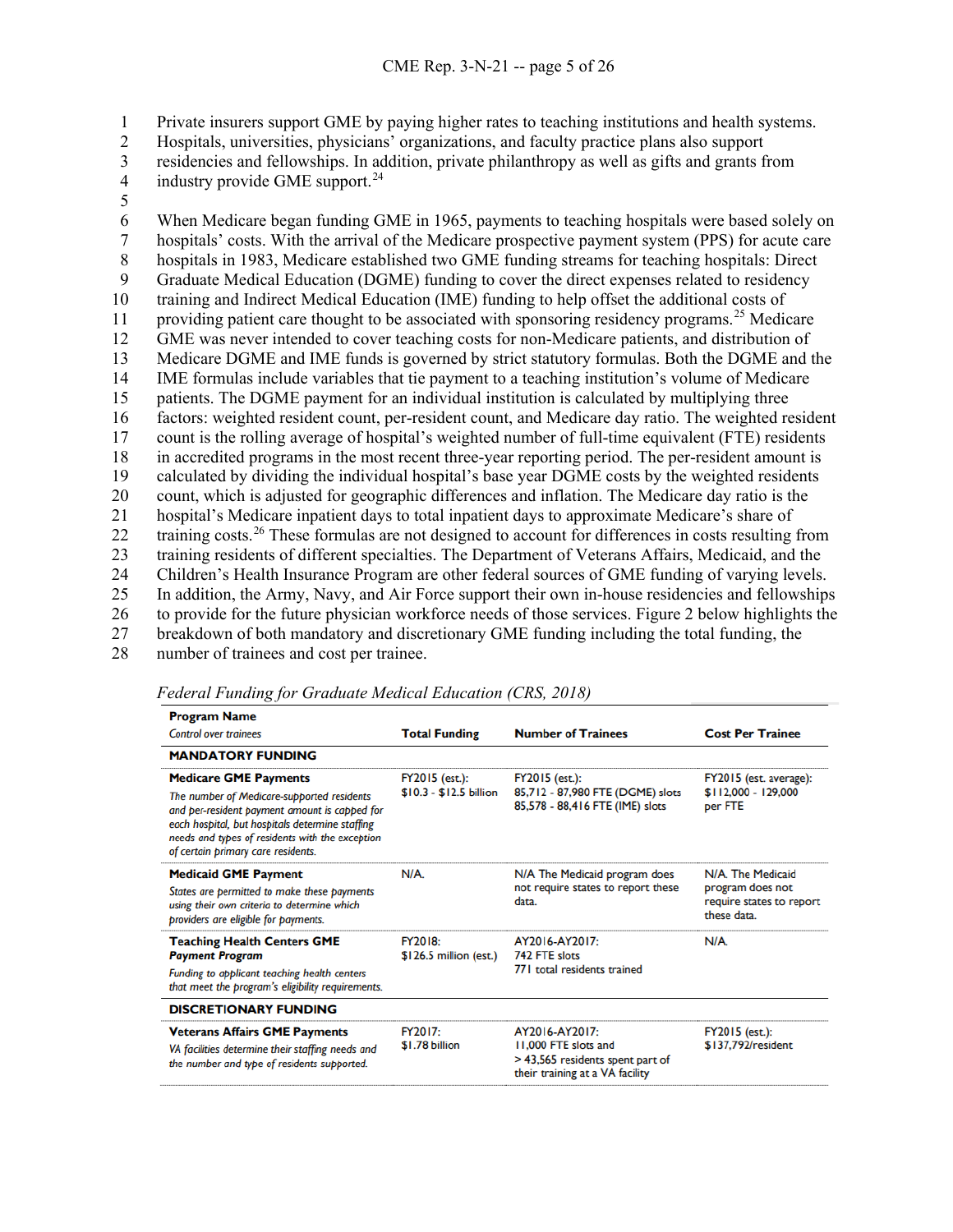Private insurers support GME by paying higher rates to teaching institutions and health systems. Hospitals, universities, physicians' organizations, and faculty practice plans also support residencies and fellowships. In addition, private philanthropy as well as gifts and grants from industry provide GME support.[24]

When Medicare began funding GME in 1965, payments to teaching hospitals were based solely on hospitals' costs. With the arrival of the Medicare prospective payment system (PPS) for acute care hospitals in 1983, Medicare established two GME funding streams for teaching hospitals: Direct Graduate Medical Education (DGME) funding to cover the direct expenses related to residency training and Indirect Medical Education (IME) funding to help offset the additional costs of providing patient care thought to be associated with sponsoring residency programs.[25] Medicare GME was never intended to cover teaching costs for non-Medicare patients, and distribution of Medicare DGME and IME funds is governed by strict statutory formulas. Both the DGME and the IME formulas include variables that tie payment to a teaching institution's volume of Medicare patients. The DGME payment for an individual institution is calculated by multiplying three factors: weighted resident count, per-resident count, and Medicare day ratio. The weighted resident count is the rolling average of hospital's weighted number of full-time equivalent (FTE) residents in accredited programs in the most recent three-year reporting period. The per-resident amount is calculated by dividing the individual hospital's base year DGME costs by the weighted residents count, which is adjusted for geographic differences and inflation. The Medicare day ratio is the hospital's Medicare inpatient days to total inpatient days to approximate Medicare's share of training costs.[26] These formulas are not designed to account for differences in costs resulting from training residents of different specialties. The Department of Veterans Affairs, Medicaid, and the Children's Health Insurance Program are other federal sources of GME funding of varying levels. In addition, the Army, Navy, and Air Force support their own in-house residencies and fellowships to provide for the future physician workforce needs of those services. Figure 2 below highlights the breakdown of both mandatory and discretionary GME funding including the total funding, the number of trainees and cost per trainee.

*Federal Funding for Graduate Medical Education (CRS, 2018)*

| **Program Name**<br>*Control over trainees* | **Total Funding** | **Number of Trainees** | **Cost Per Trainee** |
|---|---|---|---|
| **MANDATORY FUNDING** | | | |
| **Medicare GME Payments**<br>*The number of Medicare-supported residents and per-resident payment amount is capped for each hospital, but hospitals determine staffing needs and types of residents with the exception of certain primary care residents.* | FY2015 (est.):<br>$10.3 - $12.5 billion | FY2015 (est.):<br>85,712 - 87,980 FTE (DGME) slots<br>85,578 - 88,416 FTE (IME) slots | FY2015 (est. average):<br>$112,000 - 129,000 per FTE |
| **Medicaid GME Payment**<br>*States are permitted to make these payments using their own criteria to determine which providers are eligible for payments.* | N/A. | N/A The Medicaid program does not require states to report these data. | N/A. The Medicaid program does not require states to report these data. |
| **Teaching Health Centers GME *Payment Program***<br>*Funding to applicant teaching health centers that meet the program's eligibility requirements.* | FY2018:<br>$126.5 million (est.) | AY2016-AY2017:<br>742 FTE slots<br>771 total residents trained | N/A. |
| **DISCRETIONARY FUNDING** | | | |
| **Veterans Affairs GME Payments**<br>*VA facilities determine their staffing needs and the number and type of residents supported.* | FY2017:<br>$1.78 billion | AY2016-AY2017:<br>11,000 FTE slots and<br>> 43,565 residents spent part of their training at a VA facility | FY2015 (est.):<br>$137,792/resident |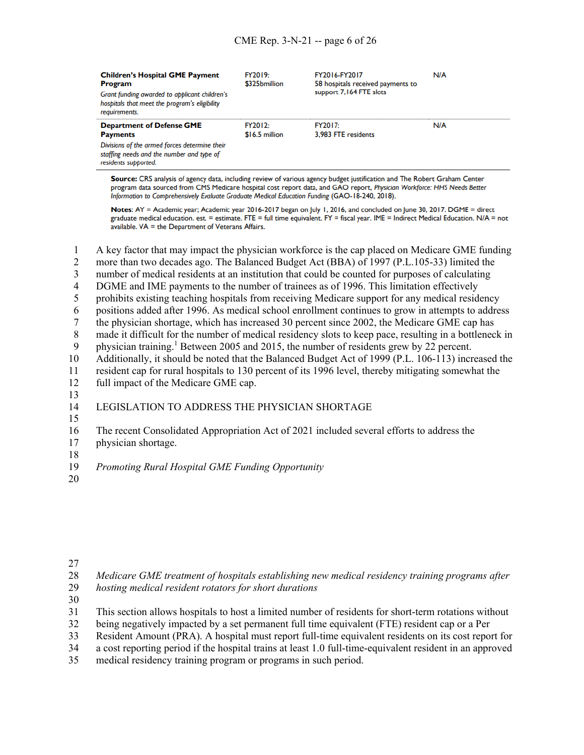| | | | |
|---|---|---|---|
| **Children's Hospital GME Payment Program** *Grant funding awarded to applicant children's hospitals that meet the program's eligibility requirements.* | FY2019: $325bmillion | FY2016-FY2017 58 hospitals received payments to support 7,164 FTE slots | N/A |
| **Department of Defense GME Payments** *Divisions of the armed forces determine their staffing needs and the number and type of residents supported.* | FY2012: $16.5 million | FY2017: 3,983 FTE residents | N/A |

**Source:** CRS analysis of agency data, including review of various agency budget justification and The Robert Graham Center program data sourced from CMS Medicare hospital cost report data, and GAO report, *Physician Workforce: HHS Needs Better Information to Comprehensively Evaluate Graduate Medical Education Funding* (GAO-18-240, 2018).

**Notes**: AY = Academic year; Academic year 2016-2017 began on July 1, 2016, and concluded on June 30, 2017. DGME = direct graduate medical education. est. = estimate. FTE = full time equivalent. FY = fiscal year. IME = Indirect Medical Education. N/A = not available. VA = the Department of Veterans Affairs.

A key factor that may impact the physician workforce is the cap placed on Medicare GME funding more than two decades ago. The Balanced Budget Act (BBA) of 1997 (P.L.105-33) limited the number of medical residents at an institution that could be counted for purposes of calculating DGME and IME payments to the number of trainees as of 1996. This limitation effectively prohibits existing teaching hospitals from receiving Medicare support for any medical residency positions added after 1996. As medical school enrollment continues to grow in attempts to address the physician shortage, which has increased 30 percent since 2002, the Medicare GME cap has made it difficult for the number of medical residency slots to keep pace, resulting in a bottleneck in physician training.[1] Between 2005 and 2015, the number of residents grew by 22 percent. Additionally, it should be noted that the Balanced Budget Act of 1999 (P.L. 106-113) increased the resident cap for rural hospitals to 130 percent of its 1996 level, thereby mitigating somewhat the full impact of the Medicare GME cap.

## LEGISLATION TO ADDRESS THE PHYSICIAN SHORTAGE

The recent Consolidated Appropriation Act of 2021 included several efforts to address the physician shortage.

*Promoting Rural Hospital GME Funding Opportunity*

*Medicare GME treatment of hospitals establishing new medical residency training programs after hosting medical resident rotators for short durations*

This section allows hospitals to host a limited number of residents for short-term rotations without being negatively impacted by a set permanent full time equivalent (FTE) resident cap or a Per Resident Amount (PRA). A hospital must report full-time equivalent residents on its cost report for a cost reporting period if the hospital trains at least 1.0 full-time-equivalent resident in an approved medical residency training program or programs in such period.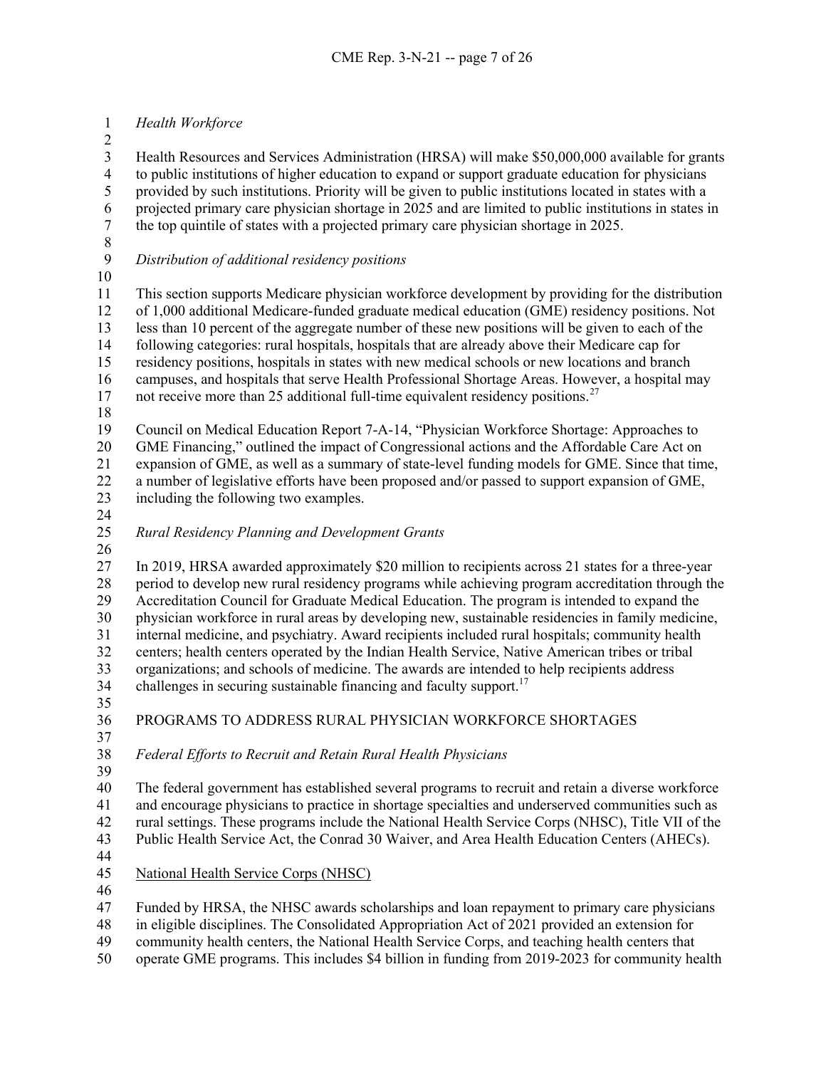*Health Workforce*

Health Resources and Services Administration (HRSA) will make $50,000,000 available for grants to public institutions of higher education to expand or support graduate education for physicians provided by such institutions. Priority will be given to public institutions located in states with a projected primary care physician shortage in 2025 and are limited to public institutions in states in the top quintile of states with a projected primary care physician shortage in 2025.

*Distribution of additional residency positions*

This section supports Medicare physician workforce development by providing for the distribution of 1,000 additional Medicare-funded graduate medical education (GME) residency positions. Not less than 10 percent of the aggregate number of these new positions will be given to each of the following categories: rural hospitals, hospitals that are already above their Medicare cap for residency positions, hospitals in states with new medical schools or new locations and branch campuses, and hospitals that serve Health Professional Shortage Areas. However, a hospital may not receive more than 25 additional full-time equivalent residency positions.[27]

Council on Medical Education Report 7-A-14, "Physician Workforce Shortage: Approaches to GME Financing," outlined the impact of Congressional actions and the Affordable Care Act on expansion of GME, as well as a summary of state-level funding models for GME. Since that time, a number of legislative efforts have been proposed and/or passed to support expansion of GME, including the following two examples.

*Rural Residency Planning and Development Grants*

In 2019, HRSA awarded approximately $20 million to recipients across 21 states for a three-year period to develop new rural residency programs while achieving program accreditation through the Accreditation Council for Graduate Medical Education. The program is intended to expand the physician workforce in rural areas by developing new, sustainable residencies in family medicine, internal medicine, and psychiatry. Award recipients included rural hospitals; community health centers; health centers operated by the Indian Health Service, Native American tribes or tribal organizations; and schools of medicine. The awards are intended to help recipients address challenges in securing sustainable financing and faculty support.[17]

## PROGRAMS TO ADDRESS RURAL PHYSICIAN WORKFORCE SHORTAGES

*Federal Efforts to Recruit and Retain Rural Health Physicians*

The federal government has established several programs to recruit and retain a diverse workforce and encourage physicians to practice in shortage specialties and underserved communities such as rural settings. These programs include the National Health Service Corps (NHSC), Title VII of the Public Health Service Act, the Conrad 30 Waiver, and Area Health Education Centers (AHECs).

<u>National Health Service Corps (NHSC)</u>

Funded by HRSA, the NHSC awards scholarships and loan repayment to primary care physicians in eligible disciplines. The Consolidated Appropriation Act of 2021 provided an extension for community health centers, the National Health Service Corps, and teaching health centers that operate GME programs. This includes $4 billion in funding from 2019-2023 for community health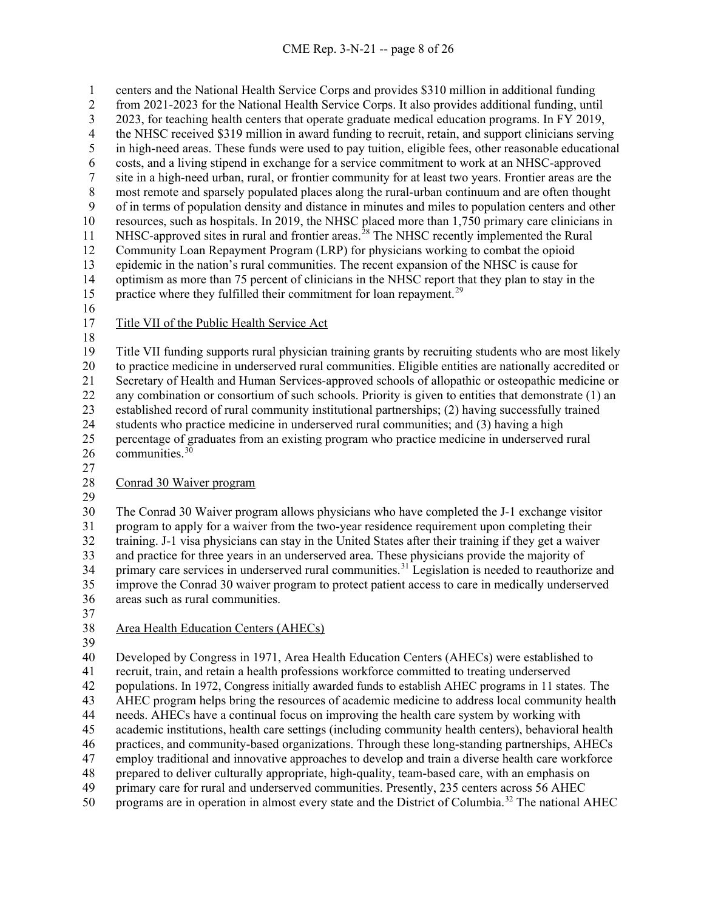centers and the National Health Service Corps and provides $310 million in additional funding from 2021-2023 for the National Health Service Corps. It also provides additional funding, until 2023, for teaching health centers that operate graduate medical education programs. In FY 2019, the NHSC received $319 million in award funding to recruit, retain, and support clinicians serving in high-need areas. These funds were used to pay tuition, eligible fees, other reasonable educational costs, and a living stipend in exchange for a service commitment to work at an NHSC-approved site in a high-need urban, rural, or frontier community for at least two years. Frontier areas are the most remote and sparsely populated places along the rural-urban continuum and are often thought of in terms of population density and distance in minutes and miles to population centers and other resources, such as hospitals. In 2019, the NHSC placed more than 1,750 primary care clinicians in NHSC-approved sites in rural and frontier areas.[28] The NHSC recently implemented the Rural Community Loan Repayment Program (LRP) for physicians working to combat the opioid epidemic in the nation's rural communities. The recent expansion of the NHSC is cause for optimism as more than 75 percent of clinicians in the NHSC report that they plan to stay in the practice where they fulfilled their commitment for loan repayment.[29]

## Title VII of the Public Health Service Act

Title VII funding supports rural physician training grants by recruiting students who are most likely to practice medicine in underserved rural communities. Eligible entities are nationally accredited or Secretary of Health and Human Services-approved schools of allopathic or osteopathic medicine or any combination or consortium of such schools. Priority is given to entities that demonstrate (1) an established record of rural community institutional partnerships; (2) having successfully trained students who practice medicine in underserved rural communities; and (3) having a high percentage of graduates from an existing program who practice medicine in underserved rural communities.[30]

## Conrad 30 Waiver program

The Conrad 30 Waiver program allows physicians who have completed the J-1 exchange visitor program to apply for a waiver from the two-year residence requirement upon completing their training. J-1 visa physicians can stay in the United States after their training if they get a waiver and practice for three years in an underserved area. These physicians provide the majority of primary care services in underserved rural communities.[31] Legislation is needed to reauthorize and improve the Conrad 30 waiver program to protect patient access to care in medically underserved areas such as rural communities.

## Area Health Education Centers (AHECs)

Developed by Congress in 1971, Area Health Education Centers (AHECs) were established to recruit, train, and retain a health professions workforce committed to treating underserved populations. In 1972, Congress initially awarded funds to establish AHEC programs in 11 states. The AHEC program helps bring the resources of academic medicine to address local community health needs. AHECs have a continual focus on improving the health care system by working with academic institutions, health care settings (including community health centers), behavioral health practices, and community-based organizations. Through these long-standing partnerships, AHECs employ traditional and innovative approaches to develop and train a diverse health care workforce prepared to deliver culturally appropriate, high-quality, team-based care, with an emphasis on primary care for rural and underserved communities. Presently, 235 centers across 56 AHEC programs are in operation in almost every state and the District of Columbia.[32] The national AHEC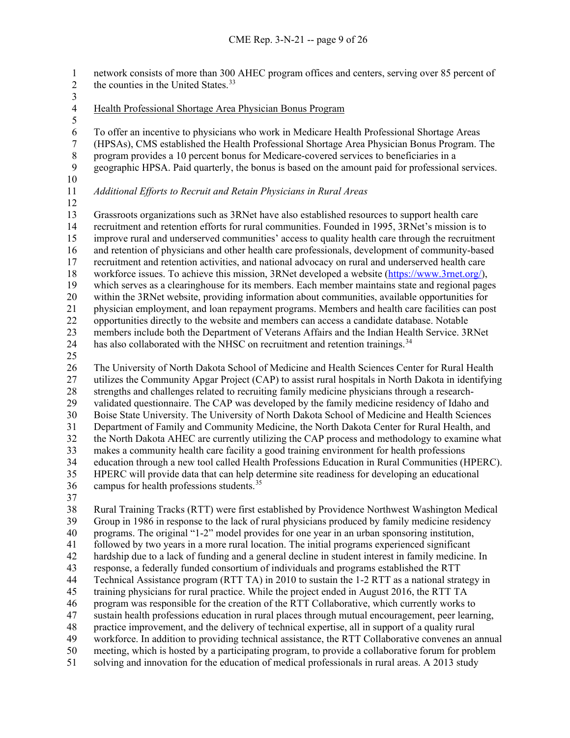network consists of more than 300 AHEC program offices and centers, serving over 85 percent of the counties in the United States.[33]

Health Professional Shortage Area Physician Bonus Program

To offer an incentive to physicians who work in Medicare Health Professional Shortage Areas (HPSAs), CMS established the Health Professional Shortage Area Physician Bonus Program. The program provides a 10 percent bonus for Medicare-covered services to beneficiaries in a geographic HPSA. Paid quarterly, the bonus is based on the amount paid for professional services.

*Additional Efforts to Recruit and Retain Physicians in Rural Areas*

Grassroots organizations such as 3RNet have also established resources to support health care recruitment and retention efforts for rural communities. Founded in 1995, 3RNet's mission is to improve rural and underserved communities' access to quality health care through the recruitment and retention of physicians and other health care professionals, development of community-based recruitment and retention activities, and national advocacy on rural and underserved health care workforce issues. To achieve this mission, 3RNet developed a website (https://www.3rnet.org/), which serves as a clearinghouse for its members. Each member maintains state and regional pages within the 3RNet website, providing information about communities, available opportunities for physician employment, and loan repayment programs. Members and health care facilities can post opportunities directly to the website and members can access a candidate database. Notable members include both the Department of Veterans Affairs and the Indian Health Service. 3RNet has also collaborated with the NHSC on recruitment and retention trainings.[34]

The University of North Dakota School of Medicine and Health Sciences Center for Rural Health utilizes the Community Apgar Project (CAP) to assist rural hospitals in North Dakota in identifying strengths and challenges related to recruiting family medicine physicians through a research-validated questionnaire. The CAP was developed by the family medicine residency of Idaho and Boise State University. The University of North Dakota School of Medicine and Health Sciences Department of Family and Community Medicine, the North Dakota Center for Rural Health, and the North Dakota AHEC are currently utilizing the CAP process and methodology to examine what makes a community health care facility a good training environment for health professions education through a new tool called Health Professions Education in Rural Communities (HPERC). HPERC will provide data that can help determine site readiness for developing an educational campus for health professions students.[35]

Rural Training Tracks (RTT) were first established by Providence Northwest Washington Medical Group in 1986 in response to the lack of rural physicians produced by family medicine residency programs. The original "1-2" model provides for one year in an urban sponsoring institution, followed by two years in a more rural location. The initial programs experienced significant hardship due to a lack of funding and a general decline in student interest in family medicine. In response, a federally funded consortium of individuals and programs established the RTT Technical Assistance program (RTT TA) in 2010 to sustain the 1-2 RTT as a national strategy in training physicians for rural practice. While the project ended in August 2016, the RTT TA program was responsible for the creation of the RTT Collaborative, which currently works to sustain health professions education in rural places through mutual encouragement, peer learning, practice improvement, and the delivery of technical expertise, all in support of a quality rural workforce. In addition to providing technical assistance, the RTT Collaborative convenes an annual meeting, which is hosted by a participating program, to provide a collaborative forum for problem solving and innovation for the education of medical professionals in rural areas. A 2013 study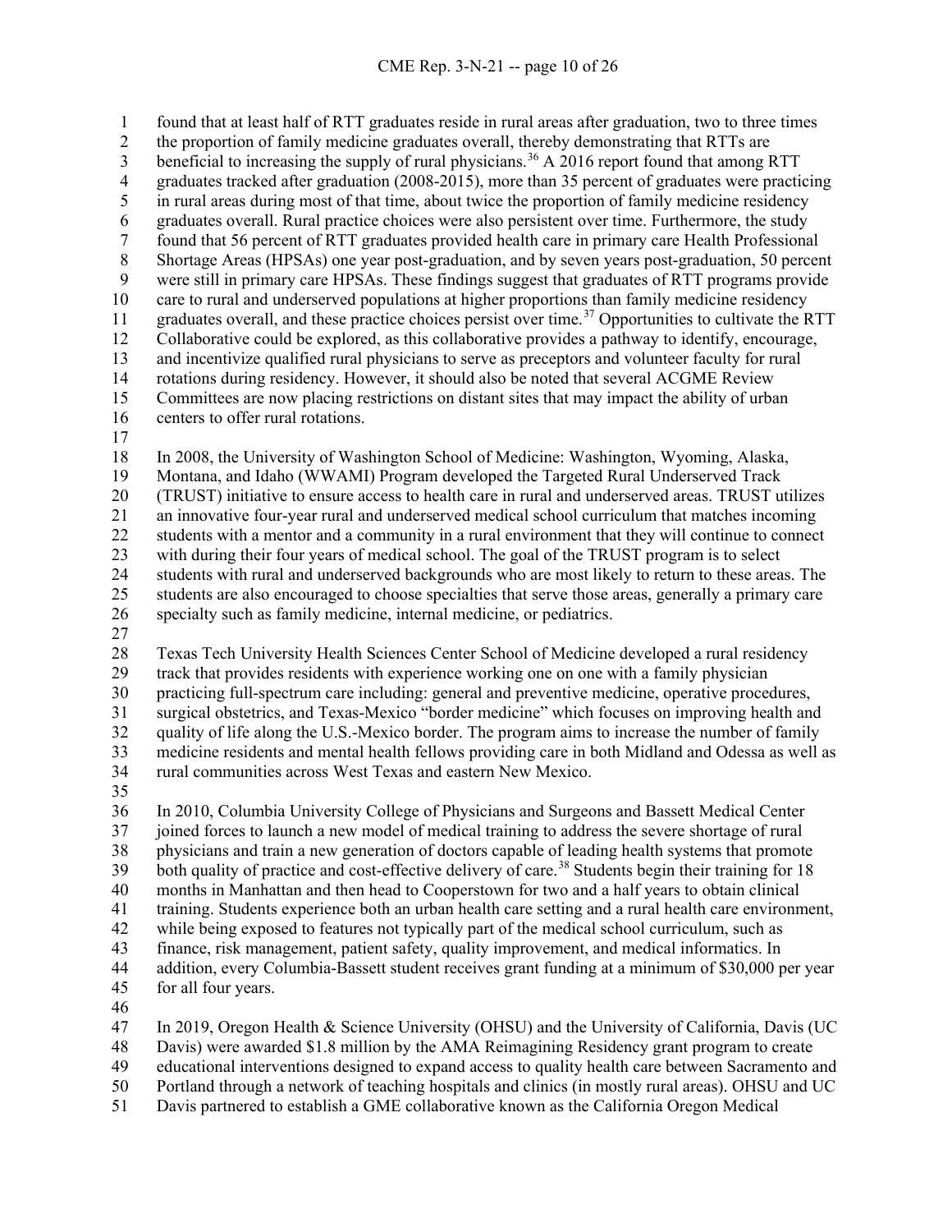found that at least half of RTT graduates reside in rural areas after graduation, two to three times the proportion of family medicine graduates overall, thereby demonstrating that RTTs are beneficial to increasing the supply of rural physicians.[36] A 2016 report found that among RTT graduates tracked after graduation (2008-2015), more than 35 percent of graduates were practicing in rural areas during most of that time, about twice the proportion of family medicine residency graduates overall. Rural practice choices were also persistent over time. Furthermore, the study found that 56 percent of RTT graduates provided health care in primary care Health Professional Shortage Areas (HPSAs) one year post-graduation, and by seven years post-graduation, 50 percent were still in primary care HPSAs. These findings suggest that graduates of RTT programs provide care to rural and underserved populations at higher proportions than family medicine residency graduates overall, and these practice choices persist over time.[37] Opportunities to cultivate the RTT Collaborative could be explored, as this collaborative provides a pathway to identify, encourage, and incentivize qualified rural physicians to serve as preceptors and volunteer faculty for rural rotations during residency. However, it should also be noted that several ACGME Review Committees are now placing restrictions on distant sites that may impact the ability of urban centers to offer rural rotations.

In 2008, the University of Washington School of Medicine: Washington, Wyoming, Alaska, Montana, and Idaho (WWAMI) Program developed the Targeted Rural Underserved Track (TRUST) initiative to ensure access to health care in rural and underserved areas. TRUST utilizes an innovative four-year rural and underserved medical school curriculum that matches incoming students with a mentor and a community in a rural environment that they will continue to connect with during their four years of medical school. The goal of the TRUST program is to select students with rural and underserved backgrounds who are most likely to return to these areas. The students are also encouraged to choose specialties that serve those areas, generally a primary care specialty such as family medicine, internal medicine, or pediatrics.

Texas Tech University Health Sciences Center School of Medicine developed a rural residency track that provides residents with experience working one on one with a family physician practicing full-spectrum care including: general and preventive medicine, operative procedures, surgical obstetrics, and Texas-Mexico "border medicine" which focuses on improving health and quality of life along the U.S.-Mexico border. The program aims to increase the number of family medicine residents and mental health fellows providing care in both Midland and Odessa as well as rural communities across West Texas and eastern New Mexico.

In 2010, Columbia University College of Physicians and Surgeons and Bassett Medical Center joined forces to launch a new model of medical training to address the severe shortage of rural physicians and train a new generation of doctors capable of leading health systems that promote both quality of practice and cost-effective delivery of care.[38] Students begin their training for 18 months in Manhattan and then head to Cooperstown for two and a half years to obtain clinical training. Students experience both an urban health care setting and a rural health care environment, while being exposed to features not typically part of the medical school curriculum, such as finance, risk management, patient safety, quality improvement, and medical informatics. In addition, every Columbia-Bassett student receives grant funding at a minimum of $30,000 per year for all four years.

In 2019, Oregon Health & Science University (OHSU) and the University of California, Davis (UC Davis) were awarded $1.8 million by the AMA Reimagining Residency grant program to create educational interventions designed to expand access to quality health care between Sacramento and Portland through a network of teaching hospitals and clinics (in mostly rural areas). OHSU and UC Davis partnered to establish a GME collaborative known as the California Oregon Medical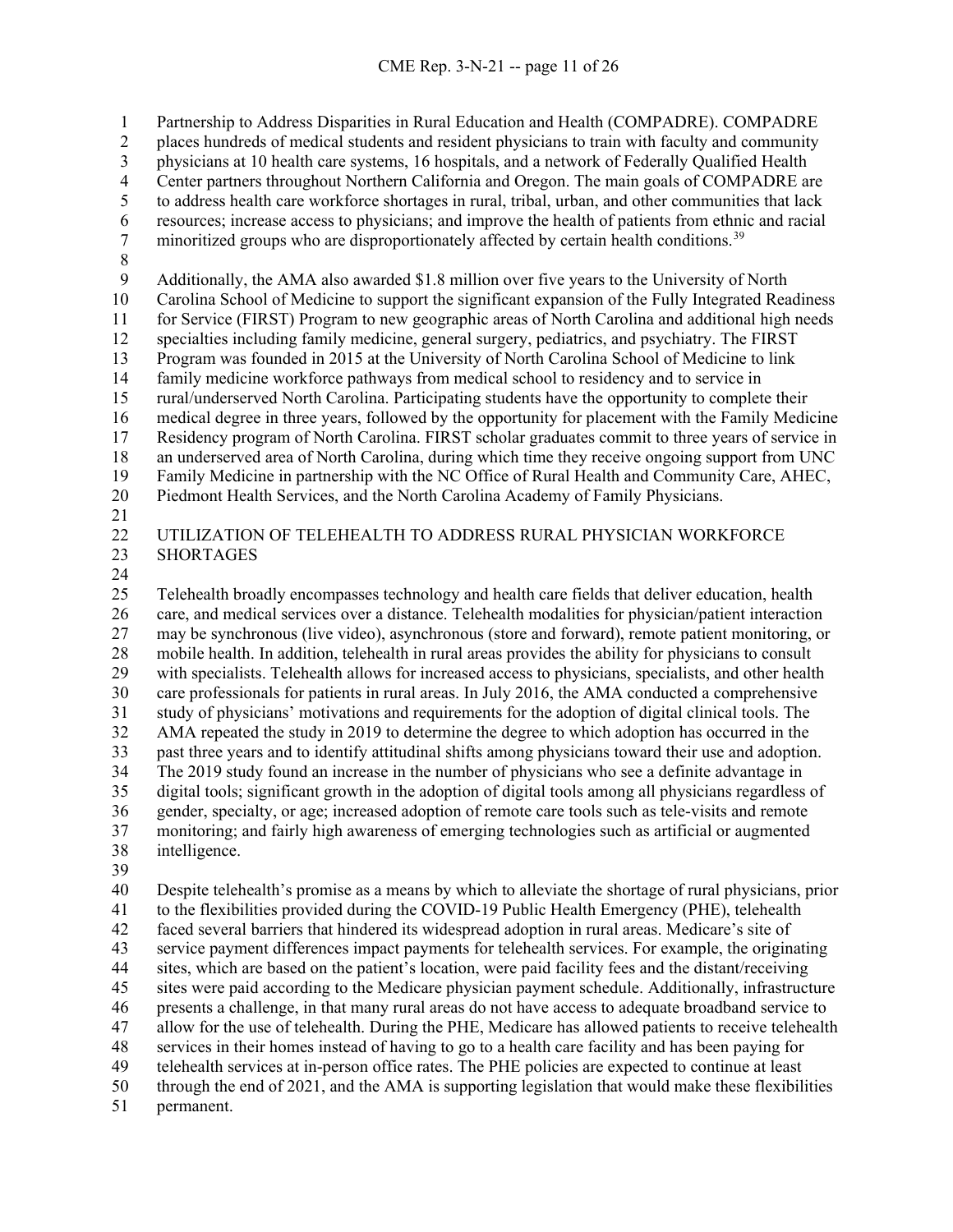Partnership to Address Disparities in Rural Education and Health (COMPADRE). COMPADRE places hundreds of medical students and resident physicians to train with faculty and community physicians at 10 health care systems, 16 hospitals, and a network of Federally Qualified Health Center partners throughout Northern California and Oregon. The main goals of COMPADRE are to address health care workforce shortages in rural, tribal, urban, and other communities that lack resources; increase access to physicians; and improve the health of patients from ethnic and racial minoritized groups who are disproportionately affected by certain health conditions.[39]

Additionally, the AMA also awarded $1.8 million over five years to the University of North Carolina School of Medicine to support the significant expansion of the Fully Integrated Readiness for Service (FIRST) Program to new geographic areas of North Carolina and additional high needs specialties including family medicine, general surgery, pediatrics, and psychiatry. The FIRST Program was founded in 2015 at the University of North Carolina School of Medicine to link family medicine workforce pathways from medical school to residency and to service in rural/underserved North Carolina. Participating students have the opportunity to complete their medical degree in three years, followed by the opportunity for placement with the Family Medicine Residency program of North Carolina. FIRST scholar graduates commit to three years of service in an underserved area of North Carolina, during which time they receive ongoing support from UNC Family Medicine in partnership with the NC Office of Rural Health and Community Care, AHEC, Piedmont Health Services, and the North Carolina Academy of Family Physicians.

## UTILIZATION OF TELEHEALTH TO ADDRESS RURAL PHYSICIAN WORKFORCE SHORTAGES

Telehealth broadly encompasses technology and health care fields that deliver education, health care, and medical services over a distance. Telehealth modalities for physician/patient interaction may be synchronous (live video), asynchronous (store and forward), remote patient monitoring, or mobile health. In addition, telehealth in rural areas provides the ability for physicians to consult with specialists. Telehealth allows for increased access to physicians, specialists, and other health care professionals for patients in rural areas. In July 2016, the AMA conducted a comprehensive study of physicians' motivations and requirements for the adoption of digital clinical tools. The AMA repeated the study in 2019 to determine the degree to which adoption has occurred in the past three years and to identify attitudinal shifts among physicians toward their use and adoption. The 2019 study found an increase in the number of physicians who see a definite advantage in digital tools; significant growth in the adoption of digital tools among all physicians regardless of gender, specialty, or age; increased adoption of remote care tools such as tele-visits and remote monitoring; and fairly high awareness of emerging technologies such as artificial or augmented intelligence.

Despite telehealth's promise as a means by which to alleviate the shortage of rural physicians, prior to the flexibilities provided during the COVID-19 Public Health Emergency (PHE), telehealth faced several barriers that hindered its widespread adoption in rural areas. Medicare's site of service payment differences impact payments for telehealth services. For example, the originating sites, which are based on the patient's location, were paid facility fees and the distant/receiving sites were paid according to the Medicare physician payment schedule. Additionally, infrastructure presents a challenge, in that many rural areas do not have access to adequate broadband service to allow for the use of telehealth. During the PHE, Medicare has allowed patients to receive telehealth services in their homes instead of having to go to a health care facility and has been paying for telehealth services at in-person office rates. The PHE policies are expected to continue at least through the end of 2021, and the AMA is supporting legislation that would make these flexibilities permanent.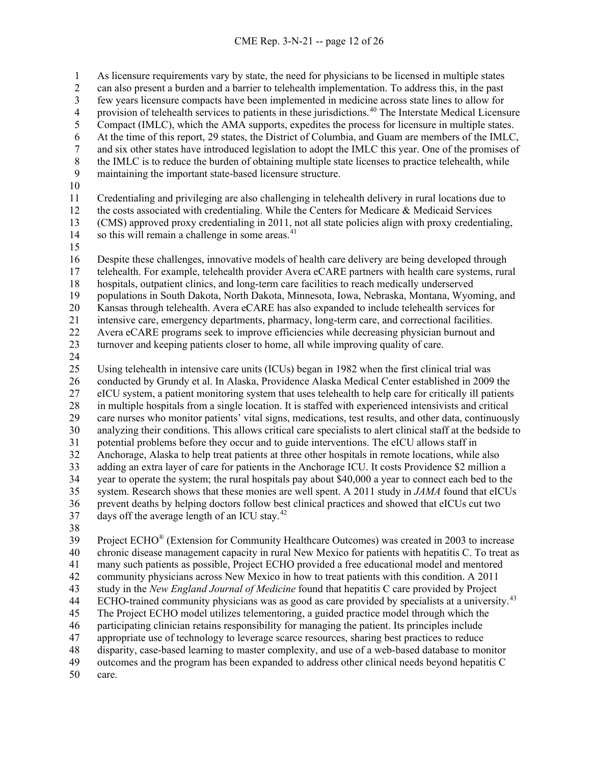As licensure requirements vary by state, the need for physicians to be licensed in multiple states can also present a burden and a barrier to telehealth implementation. To address this, in the past few years licensure compacts have been implemented in medicine across state lines to allow for provision of telehealth services to patients in these jurisdictions.[40] The Interstate Medical Licensure Compact (IMLC), which the AMA supports, expedites the process for licensure in multiple states. At the time of this report, 29 states, the District of Columbia, and Guam are members of the IMLC, and six other states have introduced legislation to adopt the IMLC this year. One of the promises of the IMLC is to reduce the burden of obtaining multiple state licenses to practice telehealth, while maintaining the important state-based licensure structure.

Credentialing and privileging are also challenging in telehealth delivery in rural locations due to the costs associated with credentialing. While the Centers for Medicare & Medicaid Services (CMS) approved proxy credentialing in 2011, not all state policies align with proxy credentialing, so this will remain a challenge in some areas.[41]

Despite these challenges, innovative models of health care delivery are being developed through telehealth. For example, telehealth provider Avera eCARE partners with health care systems, rural hospitals, outpatient clinics, and long-term care facilities to reach medically underserved populations in South Dakota, North Dakota, Minnesota, Iowa, Nebraska, Montana, Wyoming, and Kansas through telehealth. Avera eCARE has also expanded to include telehealth services for intensive care, emergency departments, pharmacy, long-term care, and correctional facilities. Avera eCARE programs seek to improve efficiencies while decreasing physician burnout and turnover and keeping patients closer to home, all while improving quality of care.

Using telehealth in intensive care units (ICUs) began in 1982 when the first clinical trial was conducted by Grundy et al. In Alaska, Providence Alaska Medical Center established in 2009 the eICU system, a patient monitoring system that uses telehealth to help care for critically ill patients in multiple hospitals from a single location. It is staffed with experienced intensivists and critical care nurses who monitor patients' vital signs, medications, test results, and other data, continuously analyzing their conditions. This allows critical care specialists to alert clinical staff at the bedside to potential problems before they occur and to guide interventions. The eICU allows staff in Anchorage, Alaska to help treat patients at three other hospitals in remote locations, while also adding an extra layer of care for patients in the Anchorage ICU. It costs Providence $2 million a year to operate the system; the rural hospitals pay about $40,000 a year to connect each bed to the system. Research shows that these monies are well spent. A 2011 study in *JAMA* found that eICUs prevent deaths by helping doctors follow best clinical practices and showed that eICUs cut two days off the average length of an ICU stay.[42]

Project ECHO® (Extension for Community Healthcare Outcomes) was created in 2003 to increase chronic disease management capacity in rural New Mexico for patients with hepatitis C. To treat as many such patients as possible, Project ECHO provided a free educational model and mentored community physicians across New Mexico in how to treat patients with this condition. A 2011 study in the *New England Journal of Medicine* found that hepatitis C care provided by Project ECHO-trained community physicians was as good as care provided by specialists at a university.[43] The Project ECHO model utilizes telementoring, a guided practice model through which the participating clinician retains responsibility for managing the patient. Its principles include appropriate use of technology to leverage scarce resources, sharing best practices to reduce disparity, case-based learning to master complexity, and use of a web-based database to monitor outcomes and the program has been expanded to address other clinical needs beyond hepatitis C care.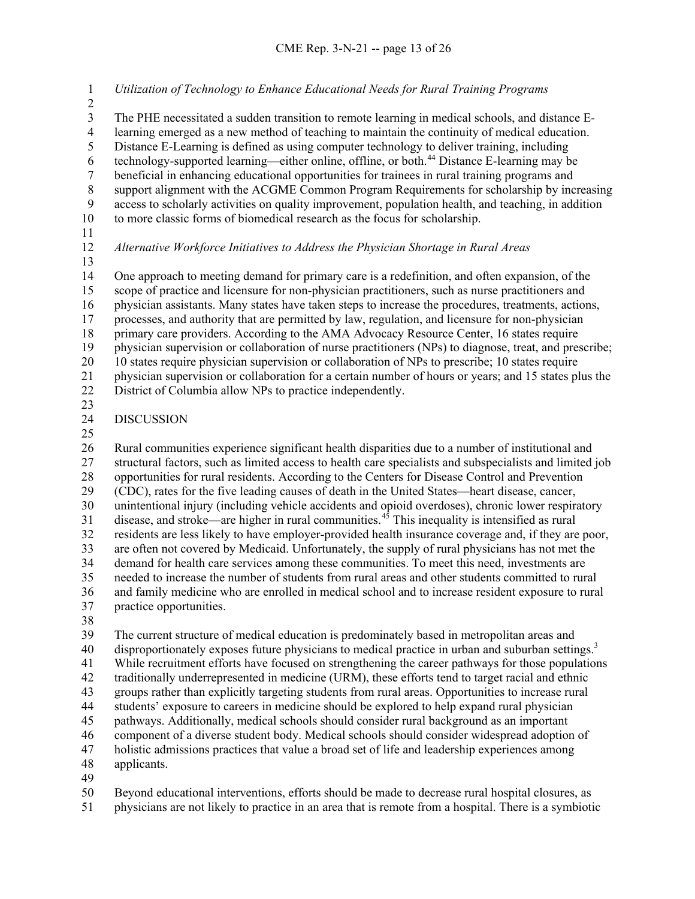*Utilization of Technology to Enhance Educational Needs for Rural Training Programs*

The PHE necessitated a sudden transition to remote learning in medical schools, and distance E-learning emerged as a new method of teaching to maintain the continuity of medical education. Distance E-Learning is defined as using computer technology to deliver training, including technology-supported learning—either online, offline, or both.[44] Distance E-learning may be beneficial in enhancing educational opportunities for trainees in rural training programs and support alignment with the ACGME Common Program Requirements for scholarship by increasing access to scholarly activities on quality improvement, population health, and teaching, in addition to more classic forms of biomedical research as the focus for scholarship.

*Alternative Workforce Initiatives to Address the Physician Shortage in Rural Areas*

One approach to meeting demand for primary care is a redefinition, and often expansion, of the scope of practice and licensure for non-physician practitioners, such as nurse practitioners and physician assistants. Many states have taken steps to increase the procedures, treatments, actions, processes, and authority that are permitted by law, regulation, and licensure for non-physician primary care providers. According to the AMA Advocacy Resource Center, 16 states require physician supervision or collaboration of nurse practitioners (NPs) to diagnose, treat, and prescribe; 10 states require physician supervision or collaboration of NPs to prescribe; 10 states require physician supervision or collaboration for a certain number of hours or years; and 15 states plus the District of Columbia allow NPs to practice independently.

## DISCUSSION

Rural communities experience significant health disparities due to a number of institutional and structural factors, such as limited access to health care specialists and subspecialists and limited job opportunities for rural residents. According to the Centers for Disease Control and Prevention (CDC), rates for the five leading causes of death in the United States—heart disease, cancer, unintentional injury (including vehicle accidents and opioid overdoses), chronic lower respiratory disease, and stroke—are higher in rural communities.[45] This inequality is intensified as rural residents are less likely to have employer-provided health insurance coverage and, if they are poor, are often not covered by Medicaid. Unfortunately, the supply of rural physicians has not met the demand for health care services among these communities. To meet this need, investments are needed to increase the number of students from rural areas and other students committed to rural and family medicine who are enrolled in medical school and to increase resident exposure to rural practice opportunities.

The current structure of medical education is predominately based in metropolitan areas and disproportionately exposes future physicians to medical practice in urban and suburban settings.[3] While recruitment efforts have focused on strengthening the career pathways for those populations traditionally underrepresented in medicine (URM), these efforts tend to target racial and ethnic groups rather than explicitly targeting students from rural areas. Opportunities to increase rural students' exposure to careers in medicine should be explored to help expand rural physician pathways. Additionally, medical schools should consider rural background as an important component of a diverse student body. Medical schools should consider widespread adoption of holistic admissions practices that value a broad set of life and leadership experiences among applicants.

Beyond educational interventions, efforts should be made to decrease rural hospital closures, as physicians are not likely to practice in an area that is remote from a hospital. There is a symbiotic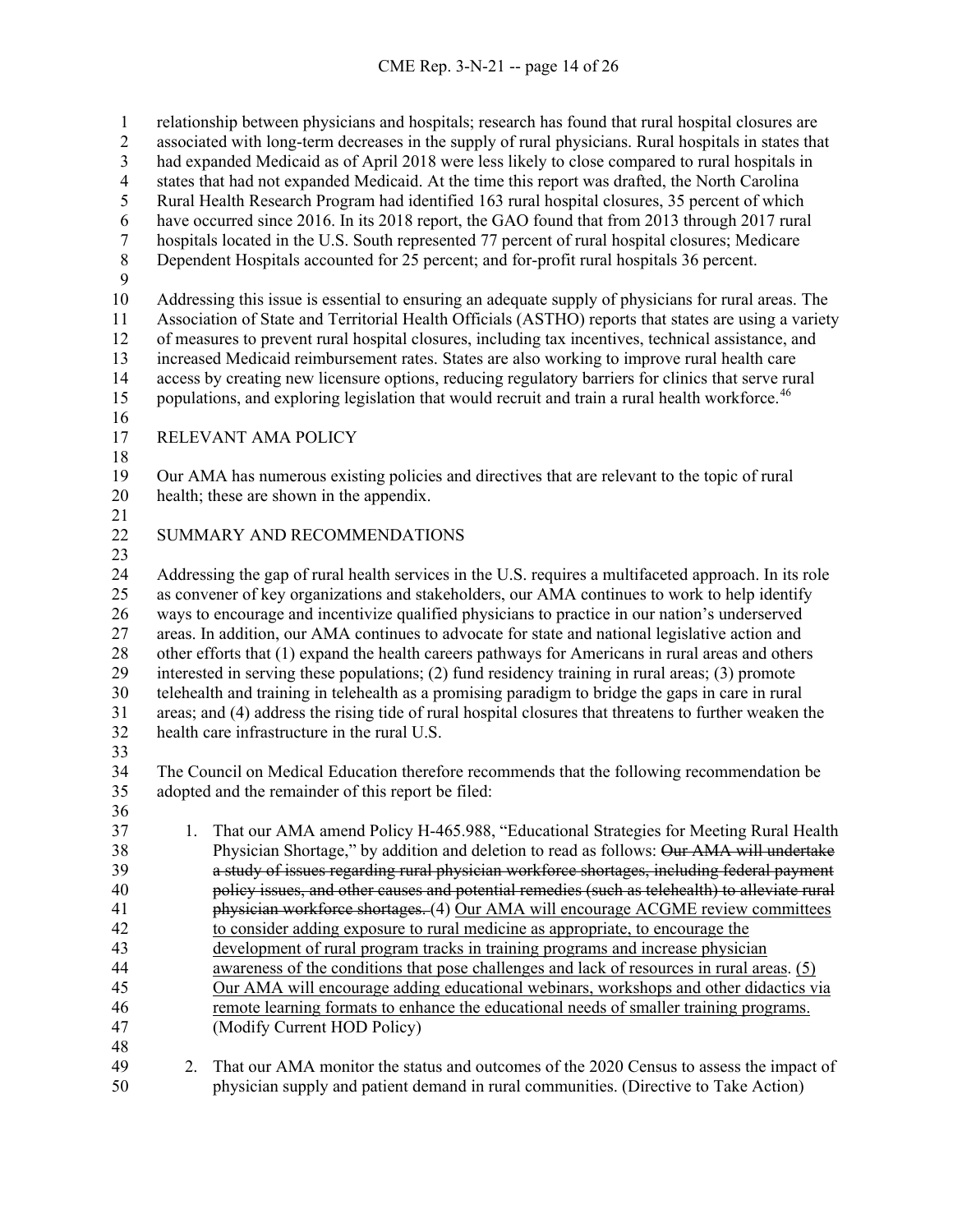relationship between physicians and hospitals; research has found that rural hospital closures are associated with long-term decreases in the supply of rural physicians. Rural hospitals in states that had expanded Medicaid as of April 2018 were less likely to close compared to rural hospitals in states that had not expanded Medicaid. At the time this report was drafted, the North Carolina Rural Health Research Program had identified 163 rural hospital closures, 35 percent of which have occurred since 2016. In its 2018 report, the GAO found that from 2013 through 2017 rural hospitals located in the U.S. South represented 77 percent of rural hospital closures; Medicare Dependent Hospitals accounted for 25 percent; and for-profit rural hospitals 36 percent.

Addressing this issue is essential to ensuring an adequate supply of physicians for rural areas. The Association of State and Territorial Health Officials (ASTHO) reports that states are using a variety of measures to prevent rural hospital closures, including tax incentives, technical assistance, and increased Medicaid reimbursement rates. States are also working to improve rural health care access by creating new licensure options, reducing regulatory barriers for clinics that serve rural populations, and exploring legislation that would recruit and train a rural health workforce.[46]

## RELEVANT AMA POLICY

Our AMA has numerous existing policies and directives that are relevant to the topic of rural health; these are shown in the appendix.

## SUMMARY AND RECOMMENDATIONS

Addressing the gap of rural health services in the U.S. requires a multifaceted approach. In its role as convener of key organizations and stakeholders, our AMA continues to work to help identify ways to encourage and incentivize qualified physicians to practice in our nation's underserved areas. In addition, our AMA continues to advocate for state and national legislative action and other efforts that (1) expand the health careers pathways for Americans in rural areas and others interested in serving these populations; (2) fund residency training in rural areas; (3) promote telehealth and training in telehealth as a promising paradigm to bridge the gaps in care in rural areas; and (4) address the rising tide of rural hospital closures that threatens to further weaken the health care infrastructure in the rural U.S.

The Council on Medical Education therefore recommends that the following recommendation be adopted and the remainder of this report be filed:

1. That our AMA amend Policy H-465.988, "Educational Strategies for Meeting Rural Health Physician Shortage," by addition and deletion to read as follows: ~~Our AMA will undertake a study of issues regarding rural physician workforce shortages, including federal payment policy issues, and other causes and potential remedies (such as telehealth) to alleviate rural physician workforce shortages.~~ (4) <u>Our AMA will encourage ACGME review committees to consider adding exposure to rural medicine as appropriate, to encourage the development of rural program tracks in training programs and increase physician awareness of the conditions that pose challenges and lack of resources in rural areas.</u> <u>(5) Our AMA will encourage adding educational webinars, workshops and other didactics via remote learning formats to enhance the educational needs of smaller training programs.</u> (Modify Current HOD Policy)

2. That our AMA monitor the status and outcomes of the 2020 Census to assess the impact of physician supply and patient demand in rural communities. (Directive to Take Action)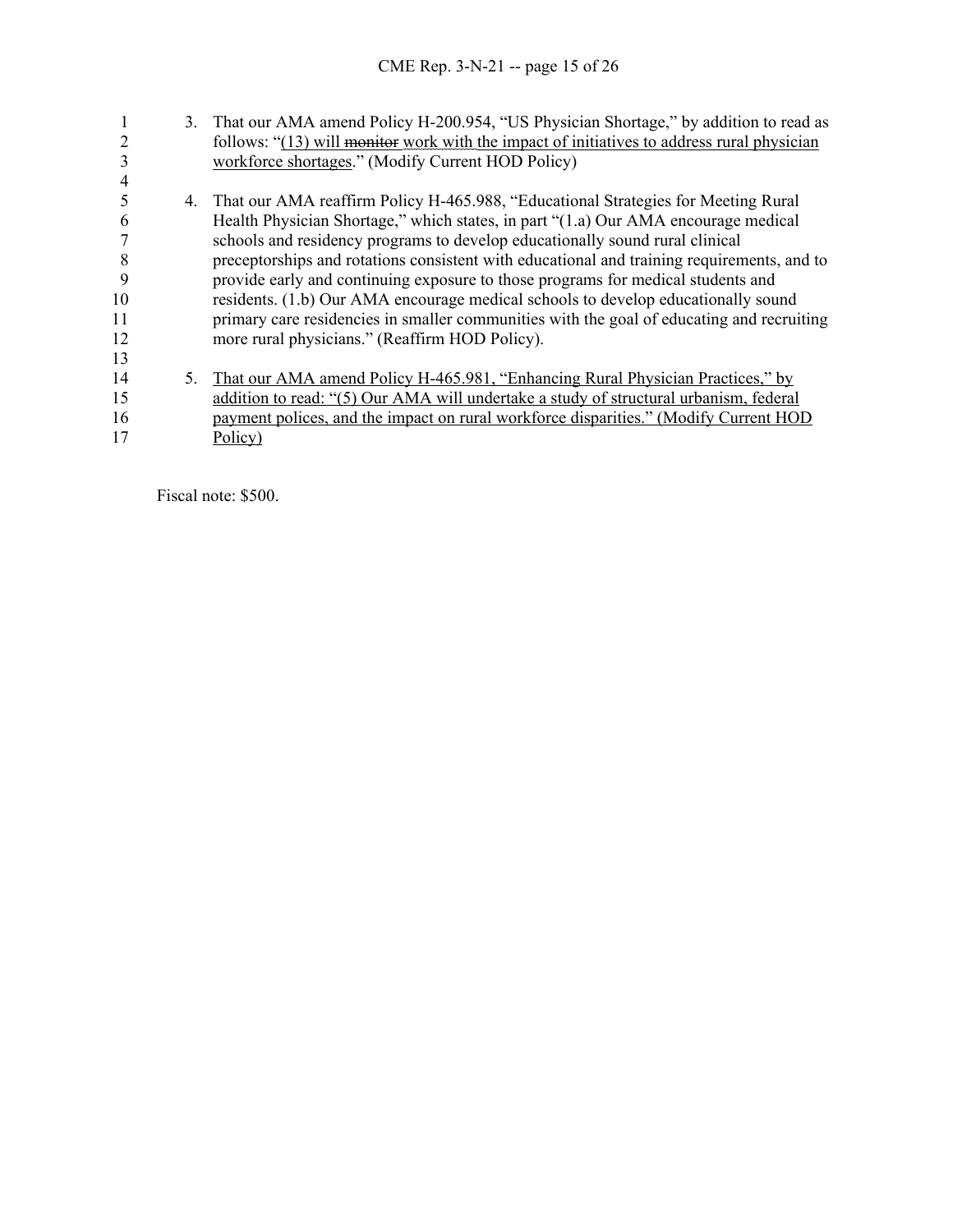3. That our AMA amend Policy H-200.954, "US Physician Shortage," by addition to read as follows: "<u>(13) will</u> ~~monitor~~ <u>work with the impact of initiatives to address rural physician workforce shortages</u>." (Modify Current HOD Policy)

4. That our AMA reaffirm Policy H-465.988, "Educational Strategies for Meeting Rural Health Physician Shortage," which states, in part "(1.a) Our AMA encourage medical schools and residency programs to develop educationally sound rural clinical preceptorships and rotations consistent with educational and training requirements, and to provide early and continuing exposure to those programs for medical students and residents. (1.b) Our AMA encourage medical schools to develop educationally sound primary care residencies in smaller communities with the goal of educating and recruiting more rural physicians." (Reaffirm HOD Policy).

5. <u>That our AMA amend Policy H-465.981, "Enhancing Rural Physician Practices," by addition to read: "(5) Our AMA will undertake a study of structural urbanism, federal payment polices, and the impact on rural workforce disparities." (Modify Current HOD Policy)</u>

Fiscal note: $500.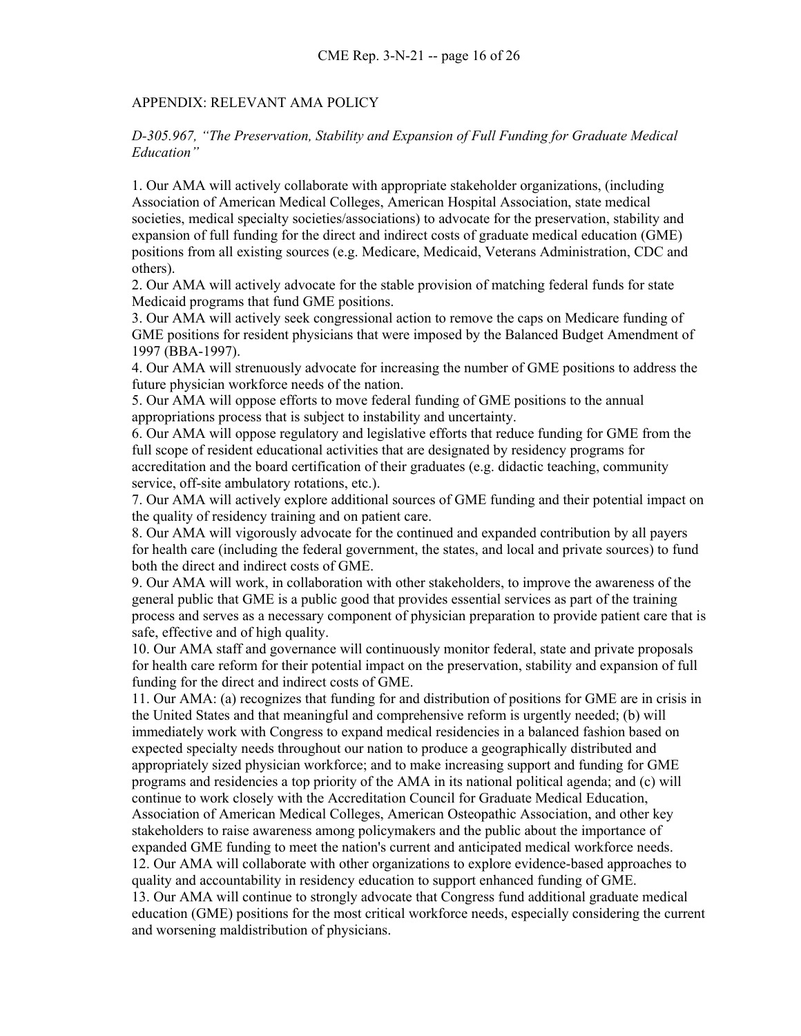## APPENDIX: RELEVANT AMA POLICY

*D-305.967, "The Preservation, Stability and Expansion of Full Funding for Graduate Medical Education"*

1. Our AMA will actively collaborate with appropriate stakeholder organizations, (including Association of American Medical Colleges, American Hospital Association, state medical societies, medical specialty societies/associations) to advocate for the preservation, stability and expansion of full funding for the direct and indirect costs of graduate medical education (GME) positions from all existing sources (e.g. Medicare, Medicaid, Veterans Administration, CDC and others).
2. Our AMA will actively advocate for the stable provision of matching federal funds for state Medicaid programs that fund GME positions.
3. Our AMA will actively seek congressional action to remove the caps on Medicare funding of GME positions for resident physicians that were imposed by the Balanced Budget Amendment of 1997 (BBA-1997).
4. Our AMA will strenuously advocate for increasing the number of GME positions to address the future physician workforce needs of the nation.
5. Our AMA will oppose efforts to move federal funding of GME positions to the annual appropriations process that is subject to instability and uncertainty.
6. Our AMA will oppose regulatory and legislative efforts that reduce funding for GME from the full scope of resident educational activities that are designated by residency programs for accreditation and the board certification of their graduates (e.g. didactic teaching, community service, off-site ambulatory rotations, etc.).
7. Our AMA will actively explore additional sources of GME funding and their potential impact on the quality of residency training and on patient care.
8. Our AMA will vigorously advocate for the continued and expanded contribution by all payers for health care (including the federal government, the states, and local and private sources) to fund both the direct and indirect costs of GME.
9. Our AMA will work, in collaboration with other stakeholders, to improve the awareness of the general public that GME is a public good that provides essential services as part of the training process and serves as a necessary component of physician preparation to provide patient care that is safe, effective and of high quality.
10. Our AMA staff and governance will continuously monitor federal, state and private proposals for health care reform for their potential impact on the preservation, stability and expansion of full funding for the direct and indirect costs of GME.
11. Our AMA: (a) recognizes that funding for and distribution of positions for GME are in crisis in the United States and that meaningful and comprehensive reform is urgently needed; (b) will immediately work with Congress to expand medical residencies in a balanced fashion based on expected specialty needs throughout our nation to produce a geographically distributed and appropriately sized physician workforce; and to make increasing support and funding for GME programs and residencies a top priority of the AMA in its national political agenda; and (c) will continue to work closely with the Accreditation Council for Graduate Medical Education, Association of American Medical Colleges, American Osteopathic Association, and other key stakeholders to raise awareness among policymakers and the public about the importance of expanded GME funding to meet the nation's current and anticipated medical workforce needs.
12. Our AMA will collaborate with other organizations to explore evidence-based approaches to quality and accountability in residency education to support enhanced funding of GME.
13. Our AMA will continue to strongly advocate that Congress fund additional graduate medical education (GME) positions for the most critical workforce needs, especially considering the current and worsening maldistribution of physicians.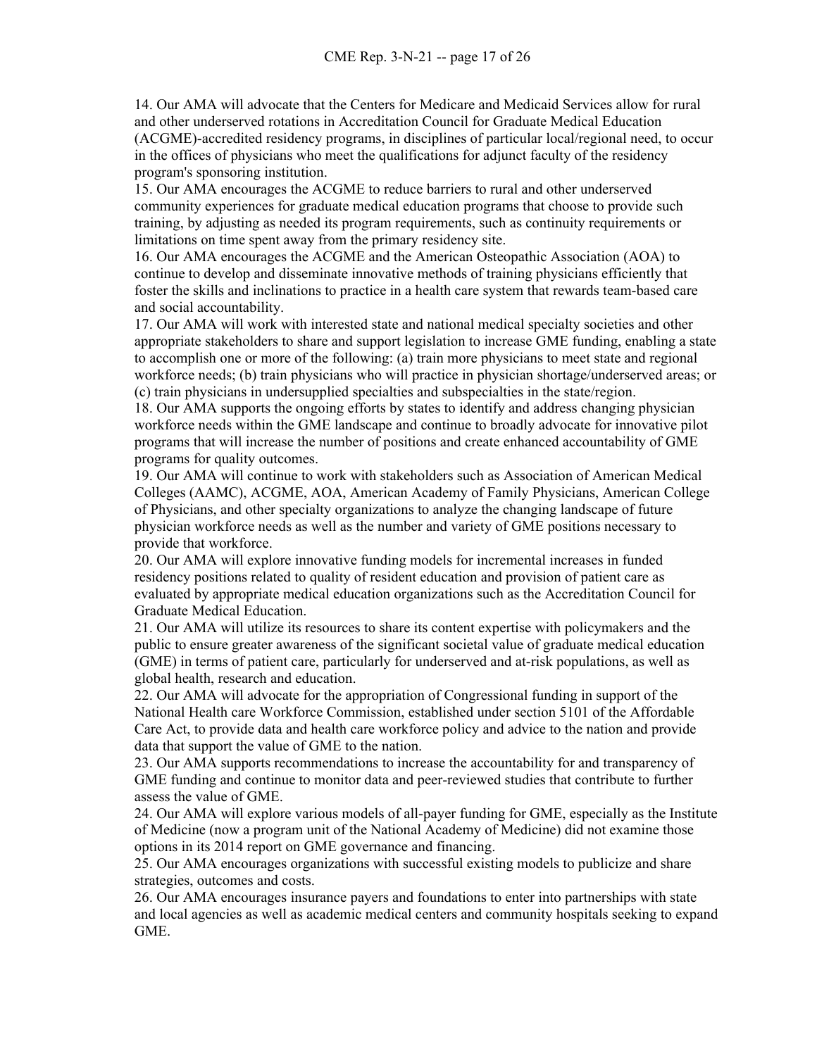14. Our AMA will advocate that the Centers for Medicare and Medicaid Services allow for rural and other underserved rotations in Accreditation Council for Graduate Medical Education (ACGME)-accredited residency programs, in disciplines of particular local/regional need, to occur in the offices of physicians who meet the qualifications for adjunct faculty of the residency program's sponsoring institution.
15. Our AMA encourages the ACGME to reduce barriers to rural and other underserved community experiences for graduate medical education programs that choose to provide such training, by adjusting as needed its program requirements, such as continuity requirements or limitations on time spent away from the primary residency site.
16. Our AMA encourages the ACGME and the American Osteopathic Association (AOA) to continue to develop and disseminate innovative methods of training physicians efficiently that foster the skills and inclinations to practice in a health care system that rewards team-based care and social accountability.
17. Our AMA will work with interested state and national medical specialty societies and other appropriate stakeholders to share and support legislation to increase GME funding, enabling a state to accomplish one or more of the following: (a) train more physicians to meet state and regional workforce needs; (b) train physicians who will practice in physician shortage/underserved areas; or (c) train physicians in undersupplied specialties and subspecialties in the state/region.
18. Our AMA supports the ongoing efforts by states to identify and address changing physician workforce needs within the GME landscape and continue to broadly advocate for innovative pilot programs that will increase the number of positions and create enhanced accountability of GME programs for quality outcomes.
19. Our AMA will continue to work with stakeholders such as Association of American Medical Colleges (AAMC), ACGME, AOA, American Academy of Family Physicians, American College of Physicians, and other specialty organizations to analyze the changing landscape of future physician workforce needs as well as the number and variety of GME positions necessary to provide that workforce.
20. Our AMA will explore innovative funding models for incremental increases in funded residency positions related to quality of resident education and provision of patient care as evaluated by appropriate medical education organizations such as the Accreditation Council for Graduate Medical Education.
21. Our AMA will utilize its resources to share its content expertise with policymakers and the public to ensure greater awareness of the significant societal value of graduate medical education (GME) in terms of patient care, particularly for underserved and at-risk populations, as well as global health, research and education.
22. Our AMA will advocate for the appropriation of Congressional funding in support of the National Health care Workforce Commission, established under section 5101 of the Affordable Care Act, to provide data and health care workforce policy and advice to the nation and provide data that support the value of GME to the nation.
23. Our AMA supports recommendations to increase the accountability for and transparency of GME funding and continue to monitor data and peer-reviewed studies that contribute to further assess the value of GME.
24. Our AMA will explore various models of all-payer funding for GME, especially as the Institute of Medicine (now a program unit of the National Academy of Medicine) did not examine those options in its 2014 report on GME governance and financing.
25. Our AMA encourages organizations with successful existing models to publicize and share strategies, outcomes and costs.
26. Our AMA encourages insurance payers and foundations to enter into partnerships with state and local agencies as well as academic medical centers and community hospitals seeking to expand GME.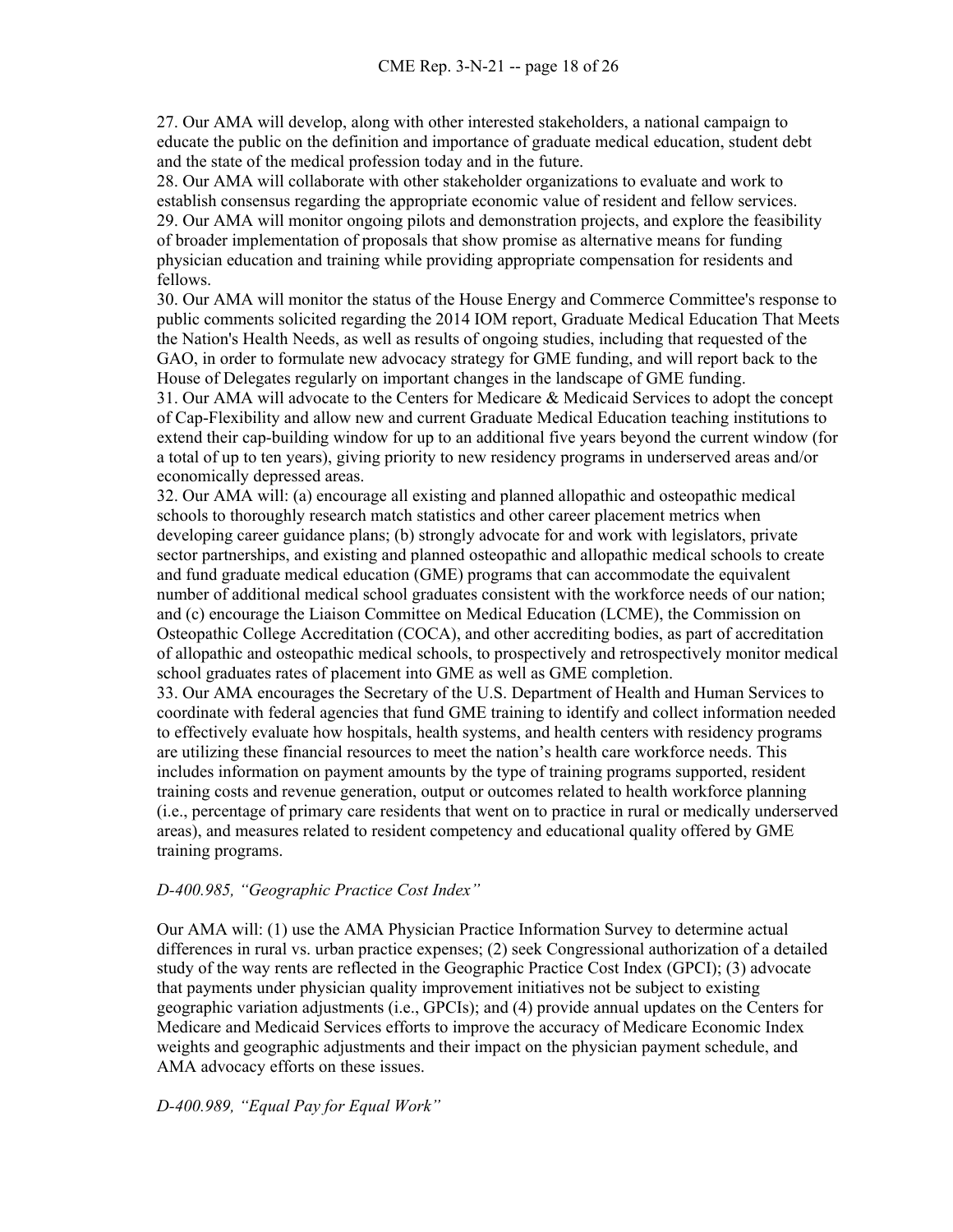27. Our AMA will develop, along with other interested stakeholders, a national campaign to educate the public on the definition and importance of graduate medical education, student debt and the state of the medical profession today and in the future.
28. Our AMA will collaborate with other stakeholder organizations to evaluate and work to establish consensus regarding the appropriate economic value of resident and fellow services.
29. Our AMA will monitor ongoing pilots and demonstration projects, and explore the feasibility of broader implementation of proposals that show promise as alternative means for funding physician education and training while providing appropriate compensation for residents and fellows.
30. Our AMA will monitor the status of the House Energy and Commerce Committee's response to public comments solicited regarding the 2014 IOM report, Graduate Medical Education That Meets the Nation's Health Needs, as well as results of ongoing studies, including that requested of the GAO, in order to formulate new advocacy strategy for GME funding, and will report back to the House of Delegates regularly on important changes in the landscape of GME funding.
31. Our AMA will advocate to the Centers for Medicare & Medicaid Services to adopt the concept of Cap-Flexibility and allow new and current Graduate Medical Education teaching institutions to extend their cap-building window for up to an additional five years beyond the current window (for a total of up to ten years), giving priority to new residency programs in underserved areas and/or economically depressed areas.
32. Our AMA will: (a) encourage all existing and planned allopathic and osteopathic medical schools to thoroughly research match statistics and other career placement metrics when developing career guidance plans; (b) strongly advocate for and work with legislators, private sector partnerships, and existing and planned osteopathic and allopathic medical schools to create and fund graduate medical education (GME) programs that can accommodate the equivalent number of additional medical school graduates consistent with the workforce needs of our nation; and (c) encourage the Liaison Committee on Medical Education (LCME), the Commission on Osteopathic College Accreditation (COCA), and other accrediting bodies, as part of accreditation of allopathic and osteopathic medical schools, to prospectively and retrospectively monitor medical school graduates rates of placement into GME as well as GME completion.
33. Our AMA encourages the Secretary of the U.S. Department of Health and Human Services to coordinate with federal agencies that fund GME training to identify and collect information needed to effectively evaluate how hospitals, health systems, and health centers with residency programs are utilizing these financial resources to meet the nation's health care workforce needs. This includes information on payment amounts by the type of training programs supported, resident training costs and revenue generation, output or outcomes related to health workforce planning (i.e., percentage of primary care residents that went on to practice in rural or medically underserved areas), and measures related to resident competency and educational quality offered by GME training programs.

*D-400.985, "Geographic Practice Cost Index"*

Our AMA will: (1) use the AMA Physician Practice Information Survey to determine actual differences in rural vs. urban practice expenses; (2) seek Congressional authorization of a detailed study of the way rents are reflected in the Geographic Practice Cost Index (GPCI); (3) advocate that payments under physician quality improvement initiatives not be subject to existing geographic variation adjustments (i.e., GPCIs); and (4) provide annual updates on the Centers for Medicare and Medicaid Services efforts to improve the accuracy of Medicare Economic Index weights and geographic adjustments and their impact on the physician payment schedule, and AMA advocacy efforts on these issues.

*D-400.989, "Equal Pay for Equal Work"*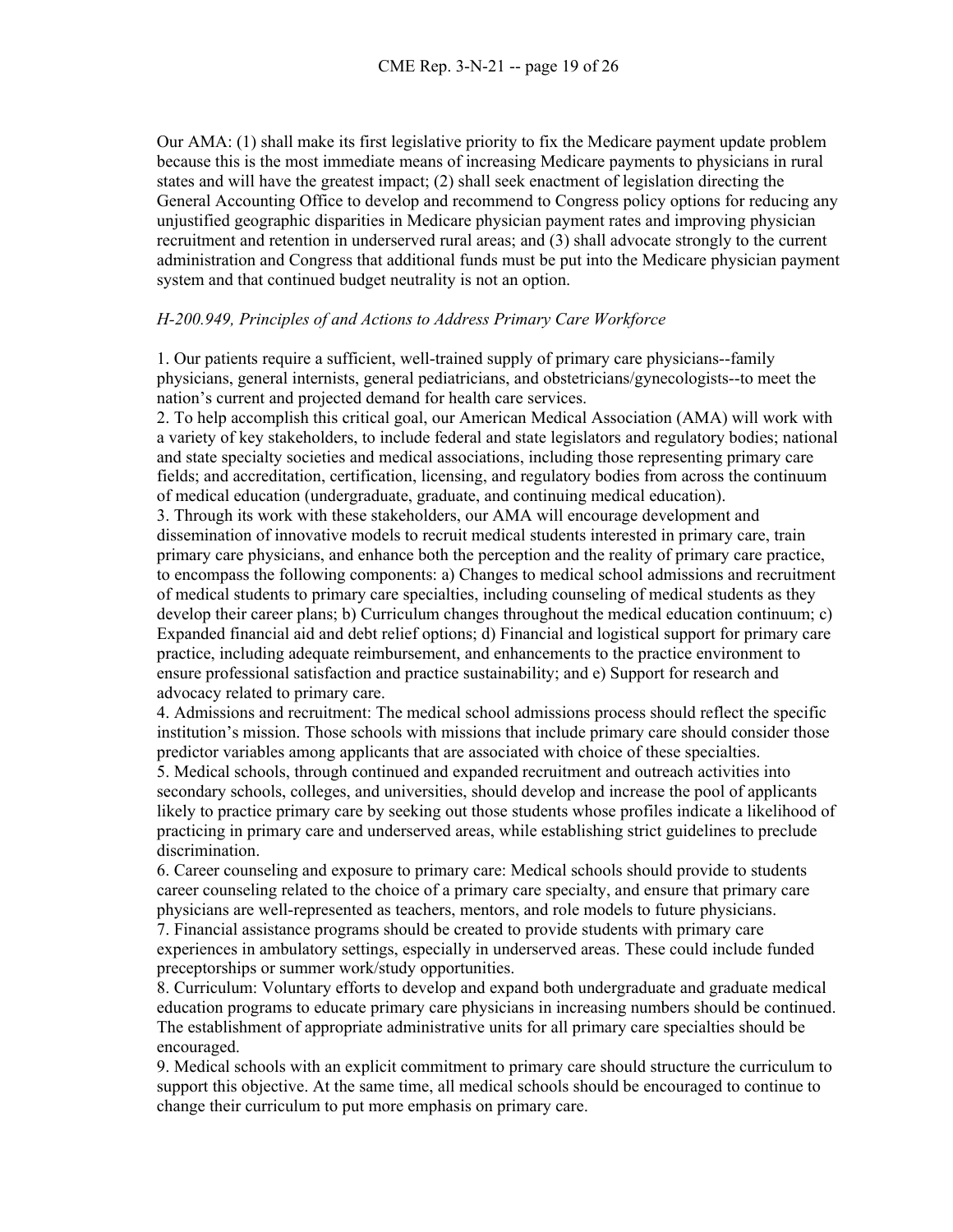Our AMA: (1) shall make its first legislative priority to fix the Medicare payment update problem because this is the most immediate means of increasing Medicare payments to physicians in rural states and will have the greatest impact; (2) shall seek enactment of legislation directing the General Accounting Office to develop and recommend to Congress policy options for reducing any unjustified geographic disparities in Medicare physician payment rates and improving physician recruitment and retention in underserved rural areas; and (3) shall advocate strongly to the current administration and Congress that additional funds must be put into the Medicare physician payment system and that continued budget neutrality is not an option.

*H-200.949, Principles of and Actions to Address Primary Care Workforce*

1. Our patients require a sufficient, well-trained supply of primary care physicians--family physicians, general internists, general pediatricians, and obstetricians/gynecologists--to meet the nation's current and projected demand for health care services.
2. To help accomplish this critical goal, our American Medical Association (AMA) will work with a variety of key stakeholders, to include federal and state legislators and regulatory bodies; national and state specialty societies and medical associations, including those representing primary care fields; and accreditation, certification, licensing, and regulatory bodies from across the continuum of medical education (undergraduate, graduate, and continuing medical education).
3. Through its work with these stakeholders, our AMA will encourage development and dissemination of innovative models to recruit medical students interested in primary care, train primary care physicians, and enhance both the perception and the reality of primary care practice, to encompass the following components: a) Changes to medical school admissions and recruitment of medical students to primary care specialties, including counseling of medical students as they develop their career plans; b) Curriculum changes throughout the medical education continuum; c) Expanded financial aid and debt relief options; d) Financial and logistical support for primary care practice, including adequate reimbursement, and enhancements to the practice environment to ensure professional satisfaction and practice sustainability; and e) Support for research and advocacy related to primary care.
4. Admissions and recruitment: The medical school admissions process should reflect the specific institution's mission. Those schools with missions that include primary care should consider those predictor variables among applicants that are associated with choice of these specialties.
5. Medical schools, through continued and expanded recruitment and outreach activities into secondary schools, colleges, and universities, should develop and increase the pool of applicants likely to practice primary care by seeking out those students whose profiles indicate a likelihood of practicing in primary care and underserved areas, while establishing strict guidelines to preclude discrimination.
6. Career counseling and exposure to primary care: Medical schools should provide to students career counseling related to the choice of a primary care specialty, and ensure that primary care physicians are well-represented as teachers, mentors, and role models to future physicians.
7. Financial assistance programs should be created to provide students with primary care experiences in ambulatory settings, especially in underserved areas. These could include funded preceptorships or summer work/study opportunities.
8. Curriculum: Voluntary efforts to develop and expand both undergraduate and graduate medical education programs to educate primary care physicians in increasing numbers should be continued. The establishment of appropriate administrative units for all primary care specialties should be encouraged.
9. Medical schools with an explicit commitment to primary care should structure the curriculum to support this objective. At the same time, all medical schools should be encouraged to continue to change their curriculum to put more emphasis on primary care.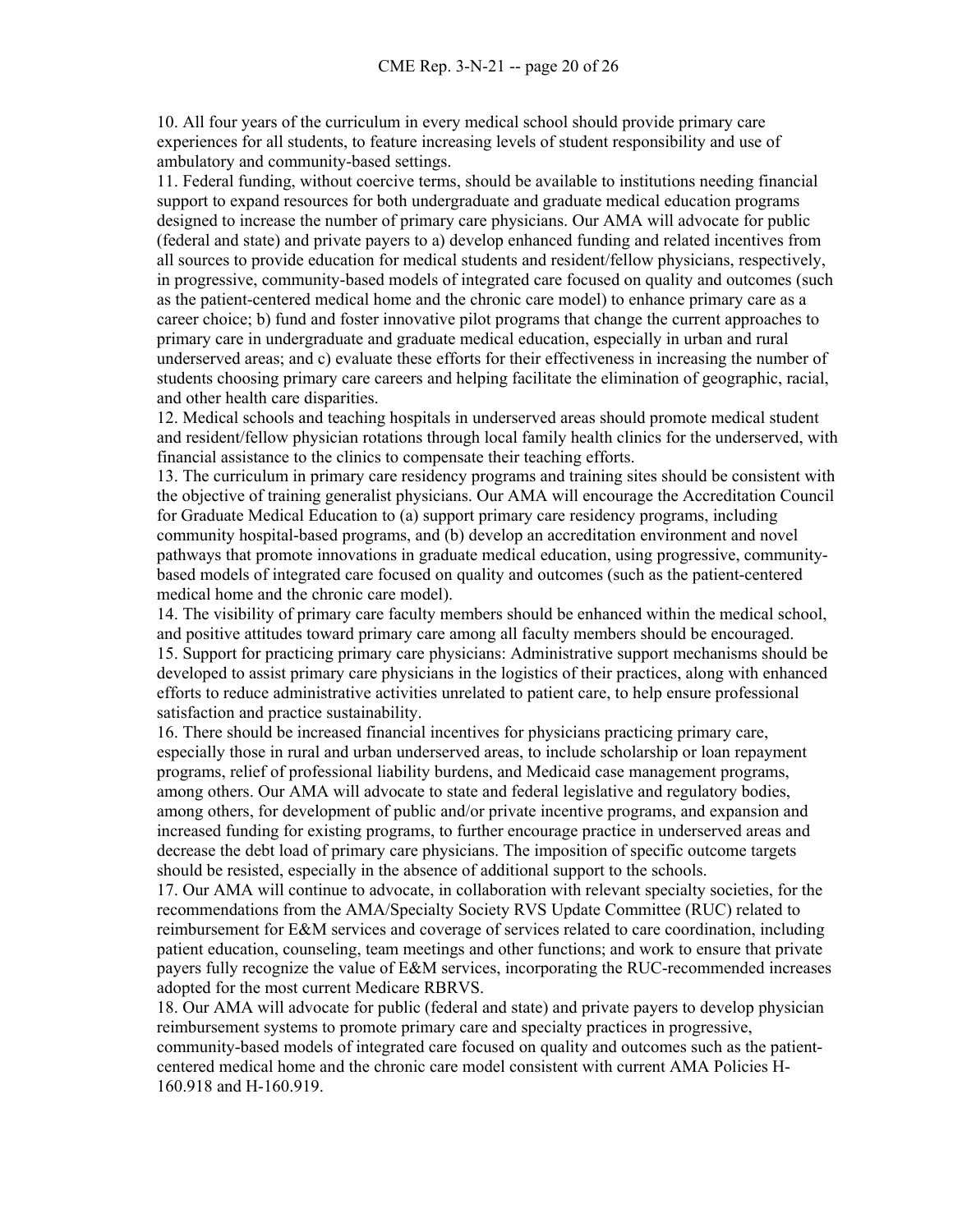10. All four years of the curriculum in every medical school should provide primary care experiences for all students, to feature increasing levels of student responsibility and use of ambulatory and community-based settings.

11. Federal funding, without coercive terms, should be available to institutions needing financial support to expand resources for both undergraduate and graduate medical education programs designed to increase the number of primary care physicians. Our AMA will advocate for public (federal and state) and private payers to a) develop enhanced funding and related incentives from all sources to provide education for medical students and resident/fellow physicians, respectively, in progressive, community-based models of integrated care focused on quality and outcomes (such as the patient-centered medical home and the chronic care model) to enhance primary care as a career choice; b) fund and foster innovative pilot programs that change the current approaches to primary care in undergraduate and graduate medical education, especially in urban and rural underserved areas; and c) evaluate these efforts for their effectiveness in increasing the number of students choosing primary care careers and helping facilitate the elimination of geographic, racial, and other health care disparities.

12. Medical schools and teaching hospitals in underserved areas should promote medical student and resident/fellow physician rotations through local family health clinics for the underserved, with financial assistance to the clinics to compensate their teaching efforts.

13. The curriculum in primary care residency programs and training sites should be consistent with the objective of training generalist physicians. Our AMA will encourage the Accreditation Council for Graduate Medical Education to (a) support primary care residency programs, including community hospital-based programs, and (b) develop an accreditation environment and novel pathways that promote innovations in graduate medical education, using progressive, community-based models of integrated care focused on quality and outcomes (such as the patient-centered medical home and the chronic care model).

14. The visibility of primary care faculty members should be enhanced within the medical school, and positive attitudes toward primary care among all faculty members should be encouraged.

15. Support for practicing primary care physicians: Administrative support mechanisms should be developed to assist primary care physicians in the logistics of their practices, along with enhanced efforts to reduce administrative activities unrelated to patient care, to help ensure professional satisfaction and practice sustainability.

16. There should be increased financial incentives for physicians practicing primary care, especially those in rural and urban underserved areas, to include scholarship or loan repayment programs, relief of professional liability burdens, and Medicaid case management programs, among others. Our AMA will advocate to state and federal legislative and regulatory bodies, among others, for development of public and/or private incentive programs, and expansion and increased funding for existing programs, to further encourage practice in underserved areas and decrease the debt load of primary care physicians. The imposition of specific outcome targets should be resisted, especially in the absence of additional support to the schools.

17. Our AMA will continue to advocate, in collaboration with relevant specialty societies, for the recommendations from the AMA/Specialty Society RVS Update Committee (RUC) related to reimbursement for E&M services and coverage of services related to care coordination, including patient education, counseling, team meetings and other functions; and work to ensure that private payers fully recognize the value of E&M services, incorporating the RUC-recommended increases adopted for the most current Medicare RBRVS.

18. Our AMA will advocate for public (federal and state) and private payers to develop physician reimbursement systems to promote primary care and specialty practices in progressive, community-based models of integrated care focused on quality and outcomes such as the patient-centered medical home and the chronic care model consistent with current AMA Policies H-160.918 and H-160.919.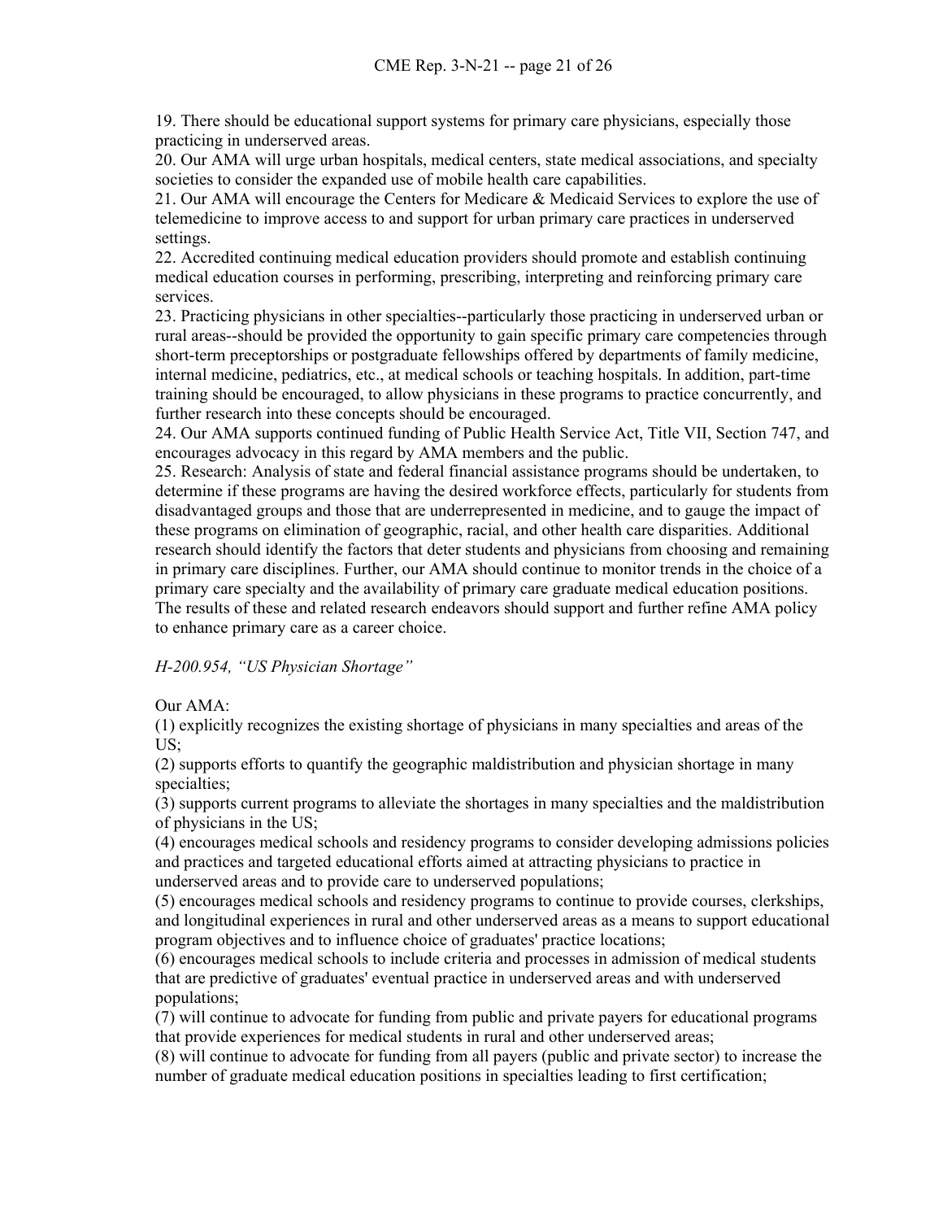19. There should be educational support systems for primary care physicians, especially those practicing in underserved areas.
20. Our AMA will urge urban hospitals, medical centers, state medical associations, and specialty societies to consider the expanded use of mobile health care capabilities.
21. Our AMA will encourage the Centers for Medicare & Medicaid Services to explore the use of telemedicine to improve access to and support for urban primary care practices in underserved settings.
22. Accredited continuing medical education providers should promote and establish continuing medical education courses in performing, prescribing, interpreting and reinforcing primary care services.
23. Practicing physicians in other specialties--particularly those practicing in underserved urban or rural areas--should be provided the opportunity to gain specific primary care competencies through short-term preceptorships or postgraduate fellowships offered by departments of family medicine, internal medicine, pediatrics, etc., at medical schools or teaching hospitals. In addition, part-time training should be encouraged, to allow physicians in these programs to practice concurrently, and further research into these concepts should be encouraged.
24. Our AMA supports continued funding of Public Health Service Act, Title VII, Section 747, and encourages advocacy in this regard by AMA members and the public.
25. Research: Analysis of state and federal financial assistance programs should be undertaken, to determine if these programs are having the desired workforce effects, particularly for students from disadvantaged groups and those that are underrepresented in medicine, and to gauge the impact of these programs on elimination of geographic, racial, and other health care disparities. Additional research should identify the factors that deter students and physicians from choosing and remaining in primary care disciplines. Further, our AMA should continue to monitor trends in the choice of a primary care specialty and the availability of primary care graduate medical education positions. The results of these and related research endeavors should support and further refine AMA policy to enhance primary care as a career choice.

*H-200.954, "US Physician Shortage"*

Our AMA:
(1) explicitly recognizes the existing shortage of physicians in many specialties and areas of the US;
(2) supports efforts to quantify the geographic maldistribution and physician shortage in many specialties;
(3) supports current programs to alleviate the shortages in many specialties and the maldistribution of physicians in the US;
(4) encourages medical schools and residency programs to consider developing admissions policies and practices and targeted educational efforts aimed at attracting physicians to practice in underserved areas and to provide care to underserved populations;
(5) encourages medical schools and residency programs to continue to provide courses, clerkships, and longitudinal experiences in rural and other underserved areas as a means to support educational program objectives and to influence choice of graduates' practice locations;
(6) encourages medical schools to include criteria and processes in admission of medical students that are predictive of graduates' eventual practice in underserved areas and with underserved populations;
(7) will continue to advocate for funding from public and private payers for educational programs that provide experiences for medical students in rural and other underserved areas;
(8) will continue to advocate for funding from all payers (public and private sector) to increase the number of graduate medical education positions in specialties leading to first certification;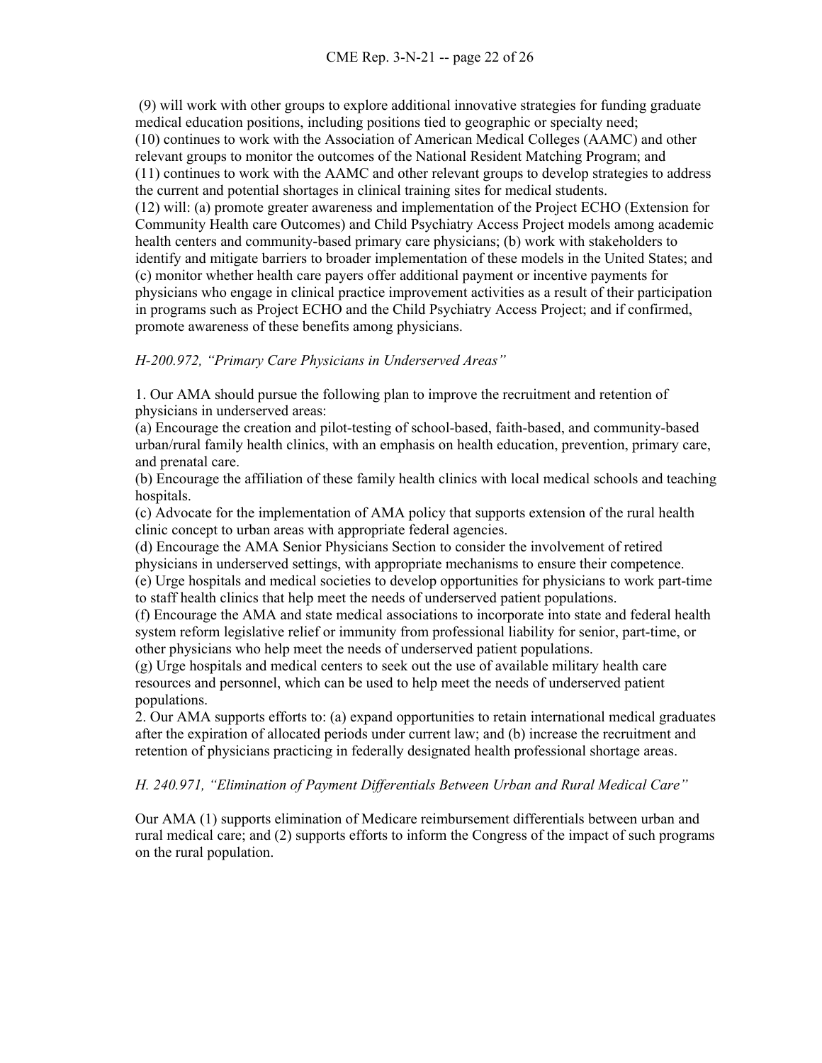(9) will work with other groups to explore additional innovative strategies for funding graduate medical education positions, including positions tied to geographic or specialty need;
(10) continues to work with the Association of American Medical Colleges (AAMC) and other relevant groups to monitor the outcomes of the National Resident Matching Program; and
(11) continues to work with the AAMC and other relevant groups to develop strategies to address the current and potential shortages in clinical training sites for medical students.
(12) will: (a) promote greater awareness and implementation of the Project ECHO (Extension for Community Health care Outcomes) and Child Psychiatry Access Project models among academic health centers and community-based primary care physicians; (b) work with stakeholders to identify and mitigate barriers to broader implementation of these models in the United States; and (c) monitor whether health care payers offer additional payment or incentive payments for physicians who engage in clinical practice improvement activities as a result of their participation in programs such as Project ECHO and the Child Psychiatry Access Project; and if confirmed, promote awareness of these benefits among physicians.

*H-200.972, "Primary Care Physicians in Underserved Areas"*

1. Our AMA should pursue the following plan to improve the recruitment and retention of physicians in underserved areas:
(a) Encourage the creation and pilot-testing of school-based, faith-based, and community-based urban/rural family health clinics, with an emphasis on health education, prevention, primary care, and prenatal care.
(b) Encourage the affiliation of these family health clinics with local medical schools and teaching hospitals.
(c) Advocate for the implementation of AMA policy that supports extension of the rural health clinic concept to urban areas with appropriate federal agencies.
(d) Encourage the AMA Senior Physicians Section to consider the involvement of retired physicians in underserved settings, with appropriate mechanisms to ensure their competence.
(e) Urge hospitals and medical societies to develop opportunities for physicians to work part-time to staff health clinics that help meet the needs of underserved patient populations.
(f) Encourage the AMA and state medical associations to incorporate into state and federal health system reform legislative relief or immunity from professional liability for senior, part-time, or other physicians who help meet the needs of underserved patient populations.
(g) Urge hospitals and medical centers to seek out the use of available military health care resources and personnel, which can be used to help meet the needs of underserved patient populations.
2. Our AMA supports efforts to: (a) expand opportunities to retain international medical graduates after the expiration of allocated periods under current law; and (b) increase the recruitment and retention of physicians practicing in federally designated health professional shortage areas.

*H. 240.971, "Elimination of Payment Differentials Between Urban and Rural Medical Care"*

Our AMA (1) supports elimination of Medicare reimbursement differentials between urban and rural medical care; and (2) supports efforts to inform the Congress of the impact of such programs on the rural population.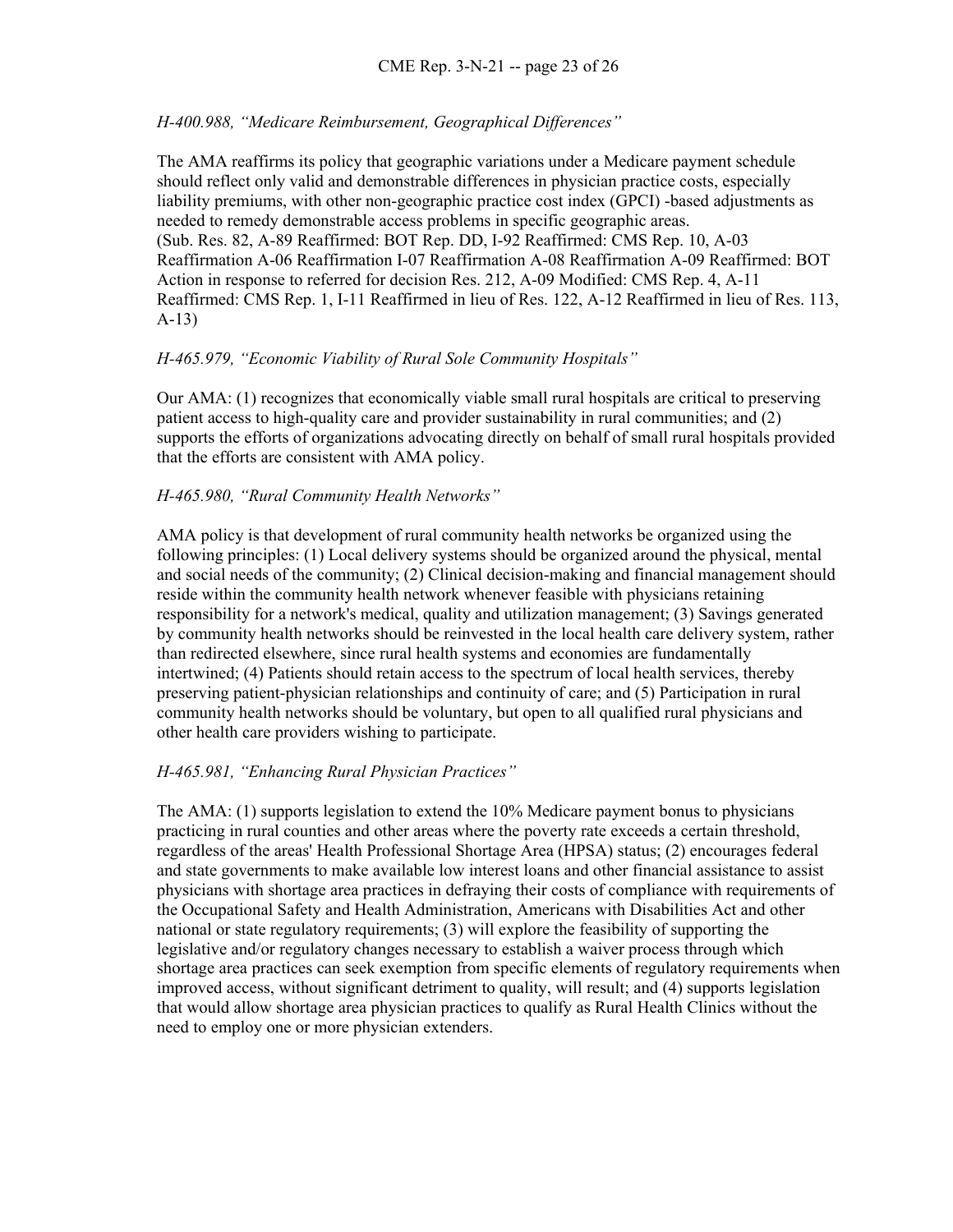*H-400.988, "Medicare Reimbursement, Geographical Differences"*

The AMA reaffirms its policy that geographic variations under a Medicare payment schedule should reflect only valid and demonstrable differences in physician practice costs, especially liability premiums, with other non-geographic practice cost index (GPCI) -based adjustments as needed to remedy demonstrable access problems in specific geographic areas.
(Sub. Res. 82, A-89 Reaffirmed: BOT Rep. DD, I-92 Reaffirmed: CMS Rep. 10, A-03 Reaffirmation A-06 Reaffirmation I-07 Reaffirmation A-08 Reaffirmation A-09 Reaffirmed: BOT Action in response to referred for decision Res. 212, A-09 Modified: CMS Rep. 4, A-11 Reaffirmed: CMS Rep. 1, I-11 Reaffirmed in lieu of Res. 122, A-12 Reaffirmed in lieu of Res. 113, A-13)

*H-465.979, "Economic Viability of Rural Sole Community Hospitals"*

Our AMA: (1) recognizes that economically viable small rural hospitals are critical to preserving patient access to high-quality care and provider sustainability in rural communities; and (2) supports the efforts of organizations advocating directly on behalf of small rural hospitals provided that the efforts are consistent with AMA policy.

*H-465.980, "Rural Community Health Networks"*

AMA policy is that development of rural community health networks be organized using the following principles: (1) Local delivery systems should be organized around the physical, mental and social needs of the community; (2) Clinical decision-making and financial management should reside within the community health network whenever feasible with physicians retaining responsibility for a network's medical, quality and utilization management; (3) Savings generated by community health networks should be reinvested in the local health care delivery system, rather than redirected elsewhere, since rural health systems and economies are fundamentally intertwined; (4) Patients should retain access to the spectrum of local health services, thereby preserving patient-physician relationships and continuity of care; and (5) Participation in rural community health networks should be voluntary, but open to all qualified rural physicians and other health care providers wishing to participate.

*H-465.981, "Enhancing Rural Physician Practices"*

The AMA: (1) supports legislation to extend the 10% Medicare payment bonus to physicians practicing in rural counties and other areas where the poverty rate exceeds a certain threshold, regardless of the areas' Health Professional Shortage Area (HPSA) status; (2) encourages federal and state governments to make available low interest loans and other financial assistance to assist physicians with shortage area practices in defraying their costs of compliance with requirements of the Occupational Safety and Health Administration, Americans with Disabilities Act and other national or state regulatory requirements; (3) will explore the feasibility of supporting the legislative and/or regulatory changes necessary to establish a waiver process through which shortage area practices can seek exemption from specific elements of regulatory requirements when improved access, without significant detriment to quality, will result; and (4) supports legislation that would allow shortage area physician practices to qualify as Rural Health Clinics without the need to employ one or more physician extenders.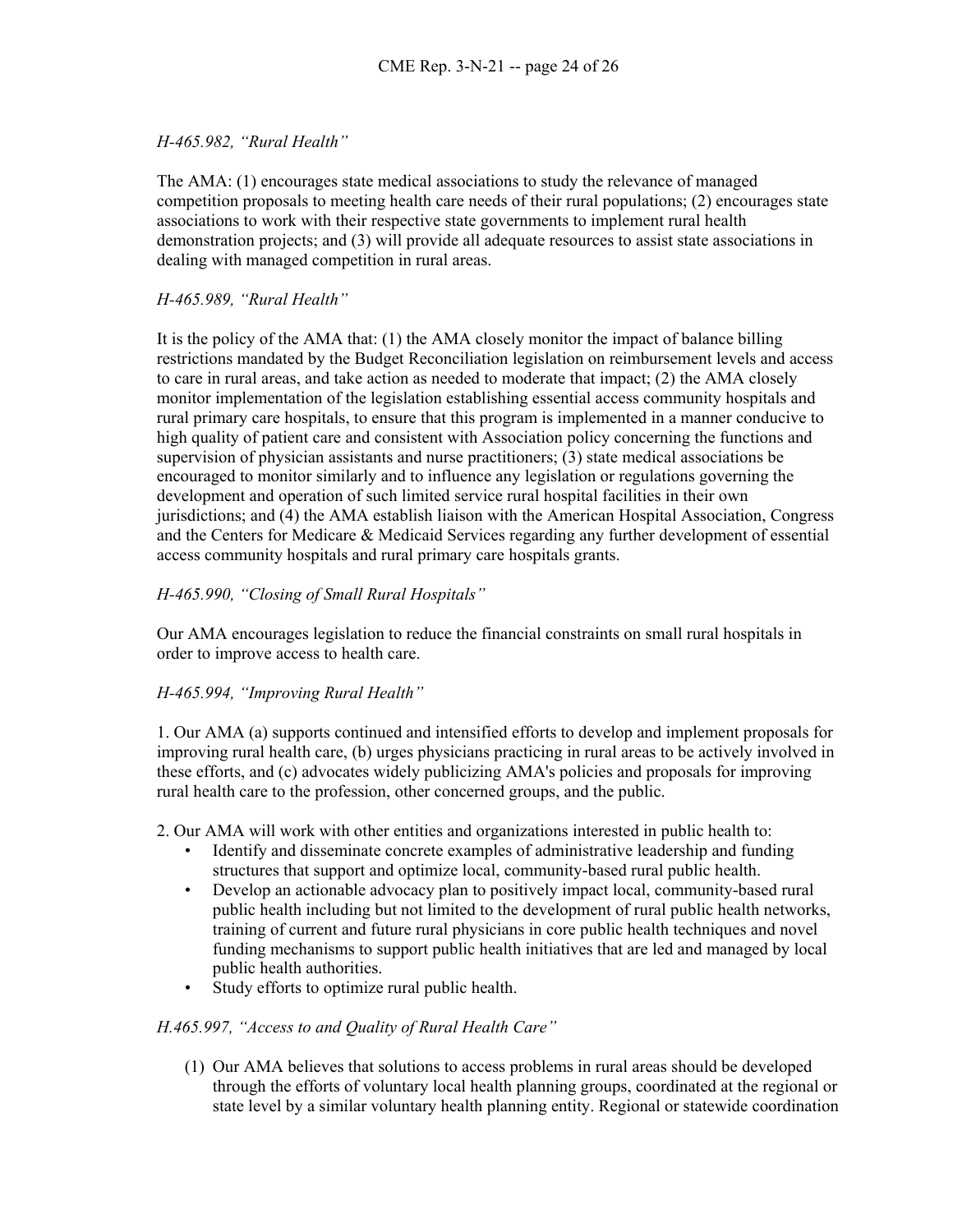*H-465.982, "Rural Health"*

The AMA: (1) encourages state medical associations to study the relevance of managed competition proposals to meeting health care needs of their rural populations; (2) encourages state associations to work with their respective state governments to implement rural health demonstration projects; and (3) will provide all adequate resources to assist state associations in dealing with managed competition in rural areas.

*H-465.989, "Rural Health"*

It is the policy of the AMA that: (1) the AMA closely monitor the impact of balance billing restrictions mandated by the Budget Reconciliation legislation on reimbursement levels and access to care in rural areas, and take action as needed to moderate that impact; (2) the AMA closely monitor implementation of the legislation establishing essential access community hospitals and rural primary care hospitals, to ensure that this program is implemented in a manner conducive to high quality of patient care and consistent with Association policy concerning the functions and supervision of physician assistants and nurse practitioners; (3) state medical associations be encouraged to monitor similarly and to influence any legislation or regulations governing the development and operation of such limited service rural hospital facilities in their own jurisdictions; and (4) the AMA establish liaison with the American Hospital Association, Congress and the Centers for Medicare & Medicaid Services regarding any further development of essential access community hospitals and rural primary care hospitals grants.

*H-465.990, "Closing of Small Rural Hospitals"*

Our AMA encourages legislation to reduce the financial constraints on small rural hospitals in order to improve access to health care.

*H-465.994, "Improving Rural Health"*

1. Our AMA (a) supports continued and intensified efforts to develop and implement proposals for improving rural health care, (b) urges physicians practicing in rural areas to be actively involved in these efforts, and (c) advocates widely publicizing AMA's policies and proposals for improving rural health care to the profession, other concerned groups, and the public.

2. Our AMA will work with other entities and organizations interested in public health to:

- Identify and disseminate concrete examples of administrative leadership and funding structures that support and optimize local, community-based rural public health.
- Develop an actionable advocacy plan to positively impact local, community-based rural public health including but not limited to the development of rural public health networks, training of current and future rural physicians in core public health techniques and novel funding mechanisms to support public health initiatives that are led and managed by local public health authorities.
- Study efforts to optimize rural public health.

*H.465.997, "Access to and Quality of Rural Health Care"*

(1) Our AMA believes that solutions to access problems in rural areas should be developed through the efforts of voluntary local health planning groups, coordinated at the regional or state level by a similar voluntary health planning entity. Regional or statewide coordination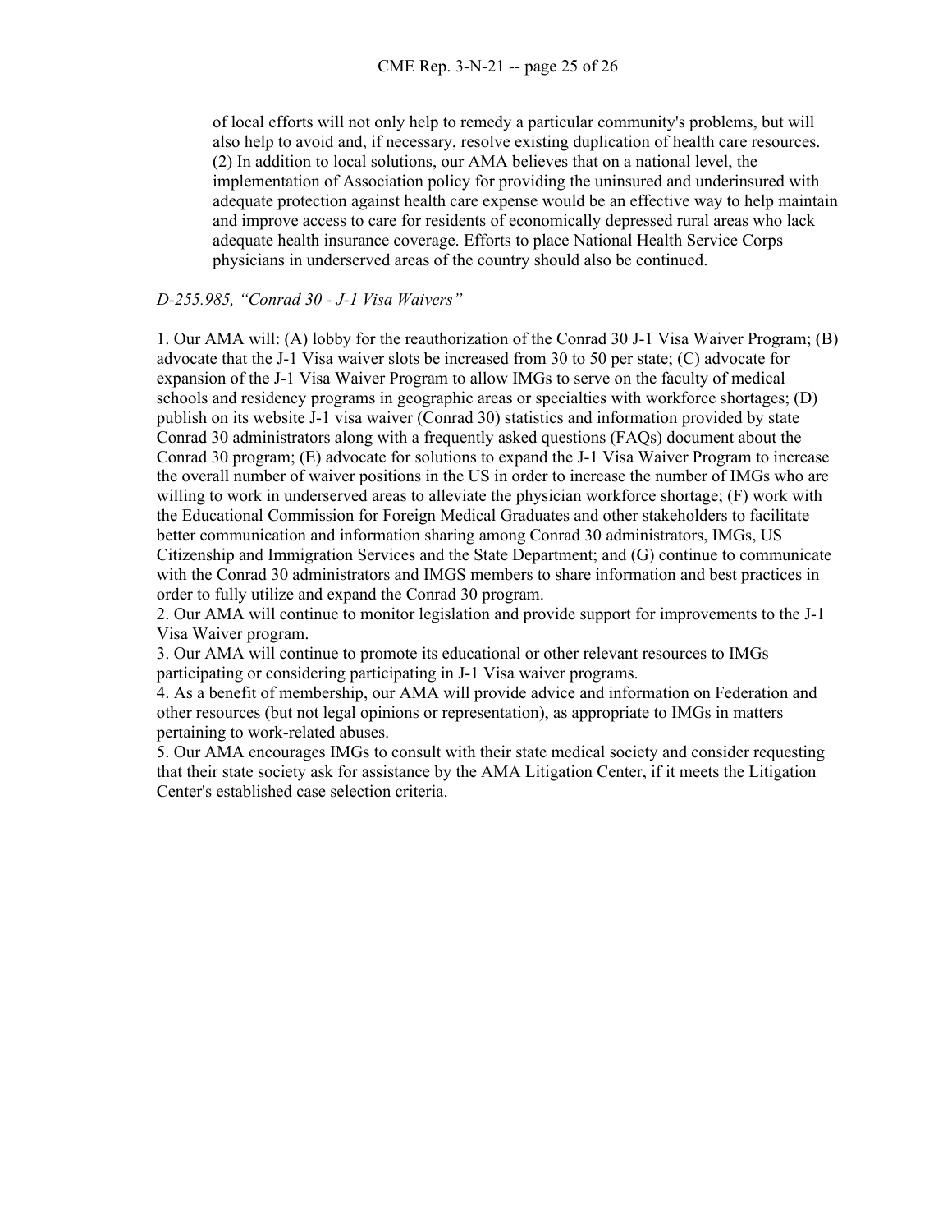of local efforts will not only help to remedy a particular community's problems, but will also help to avoid and, if necessary, resolve existing duplication of health care resources. (2) In addition to local solutions, our AMA believes that on a national level, the implementation of Association policy for providing the uninsured and underinsured with adequate protection against health care expense would be an effective way to help maintain and improve access to care for residents of economically depressed rural areas who lack adequate health insurance coverage. Efforts to place National Health Service Corps physicians in underserved areas of the country should also be continued.

*D-255.985, "Conrad 30 - J-1 Visa Waivers"*

1. Our AMA will: (A) lobby for the reauthorization of the Conrad 30 J-1 Visa Waiver Program; (B) advocate that the J-1 Visa waiver slots be increased from 30 to 50 per state; (C) advocate for expansion of the J-1 Visa Waiver Program to allow IMGs to serve on the faculty of medical schools and residency programs in geographic areas or specialties with workforce shortages; (D) publish on its website J-1 visa waiver (Conrad 30) statistics and information provided by state Conrad 30 administrators along with a frequently asked questions (FAQs) document about the Conrad 30 program; (E) advocate for solutions to expand the J-1 Visa Waiver Program to increase the overall number of waiver positions in the US in order to increase the number of IMGs who are willing to work in underserved areas to alleviate the physician workforce shortage; (F) work with the Educational Commission for Foreign Medical Graduates and other stakeholders to facilitate better communication and information sharing among Conrad 30 administrators, IMGs, US Citizenship and Immigration Services and the State Department; and (G) continue to communicate with the Conrad 30 administrators and IMGS members to share information and best practices in order to fully utilize and expand the Conrad 30 program.
2. Our AMA will continue to monitor legislation and provide support for improvements to the J-1 Visa Waiver program.
3. Our AMA will continue to promote its educational or other relevant resources to IMGs participating or considering participating in J-1 Visa waiver programs.
4. As a benefit of membership, our AMA will provide advice and information on Federation and other resources (but not legal opinions or representation), as appropriate to IMGs in matters pertaining to work-related abuses.
5. Our AMA encourages IMGs to consult with their state medical society and consider requesting that their state society ask for assistance by the AMA Litigation Center, if it meets the Litigation Center's established case selection criteria.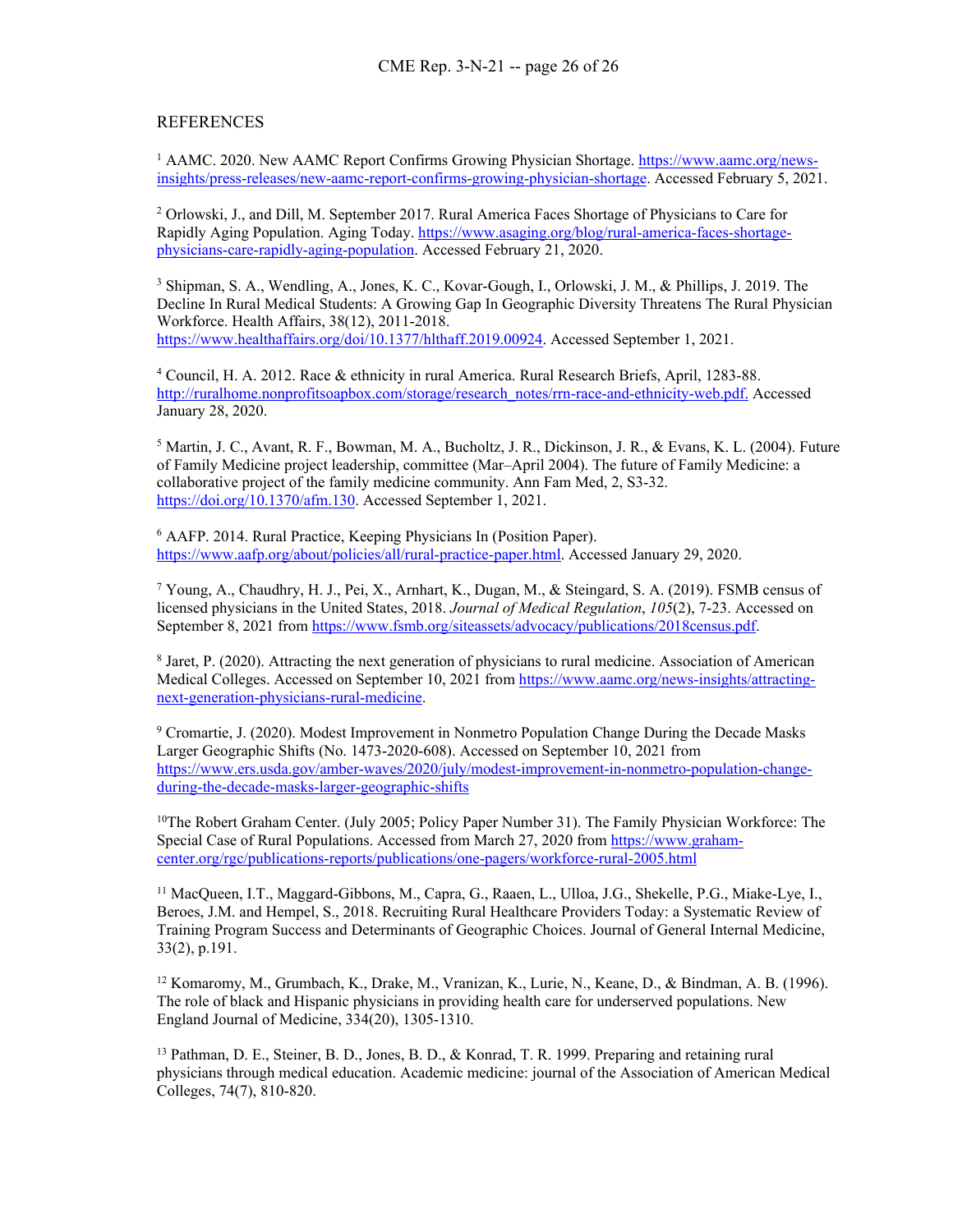REFERENCES

[1] AAMC. 2020. New AAMC Report Confirms Growing Physician Shortage. https://www.aamc.org/news-insights/press-releases/new-aamc-report-confirms-growing-physician-shortage. Accessed February 5, 2021.

[2] Orlowski, J., and Dill, M. September 2017. Rural America Faces Shortage of Physicians to Care for Rapidly Aging Population. Aging Today. https://www.asaging.org/blog/rural-america-faces-shortage-physicians-care-rapidly-aging-population. Accessed February 21, 2020.

[3] Shipman, S. A., Wendling, A., Jones, K. C., Kovar-Gough, I., Orlowski, J. M., & Phillips, J. 2019. The Decline In Rural Medical Students: A Growing Gap In Geographic Diversity Threatens The Rural Physician Workforce. Health Affairs, 38(12), 2011-2018. https://www.healthaffairs.org/doi/10.1377/hlthaff.2019.00924. Accessed September 1, 2021.

[4] Council, H. A. 2012. Race & ethnicity in rural America. Rural Research Briefs, April, 1283-88. http://ruralhome.nonprofitsoapbox.com/storage/research_notes/rrn-race-and-ethnicity-web.pdf. Accessed January 28, 2020.

[5] Martin, J. C., Avant, R. F., Bowman, M. A., Bucholtz, J. R., Dickinson, J. R., & Evans, K. L. (2004). Future of Family Medicine project leadership, committee (Mar–April 2004). The future of Family Medicine: a collaborative project of the family medicine community. Ann Fam Med, 2, S3-32. https://doi.org/10.1370/afm.130. Accessed September 1, 2021.

[6] AAFP. 2014. Rural Practice, Keeping Physicians In (Position Paper). https://www.aafp.org/about/policies/all/rural-practice-paper.html. Accessed January 29, 2020.

[7] Young, A., Chaudhry, H. J., Pei, X., Arnhart, K., Dugan, M., & Steingard, S. A. (2019). FSMB census of licensed physicians in the United States, 2018. *Journal of Medical Regulation*, *105*(2), 7-23. Accessed on September 8, 2021 from https://www.fsmb.org/siteassets/advocacy/publications/2018census.pdf.

[8] Jaret, P. (2020). Attracting the next generation of physicians to rural medicine. Association of American Medical Colleges. Accessed on September 10, 2021 from https://www.aamc.org/news-insights/attracting-next-generation-physicians-rural-medicine.

[9] Cromartie, J. (2020). Modest Improvement in Nonmetro Population Change During the Decade Masks Larger Geographic Shifts (No. 1473-2020-608). Accessed on September 10, 2021 from https://www.ers.usda.gov/amber-waves/2020/july/modest-improvement-in-nonmetro-population-change-during-the-decade-masks-larger-geographic-shifts

[10] The Robert Graham Center. (July 2005; Policy Paper Number 31). The Family Physician Workforce: The Special Case of Rural Populations. Accessed from March 27, 2020 from https://www.graham-center.org/rgc/publications-reports/publications/one-pagers/workforce-rural-2005.html

[11] MacQueen, I.T., Maggard-Gibbons, M., Capra, G., Raaen, L., Ulloa, J.G., Shekelle, P.G., Miake-Lye, I., Beroes, J.M. and Hempel, S., 2018. Recruiting Rural Healthcare Providers Today: a Systematic Review of Training Program Success and Determinants of Geographic Choices. Journal of General Internal Medicine, 33(2), p.191.

[12] Komaromy, M., Grumbach, K., Drake, M., Vranizan, K., Lurie, N., Keane, D., & Bindman, A. B. (1996). The role of black and Hispanic physicians in providing health care for underserved populations. New England Journal of Medicine, 334(20), 1305-1310.

[13] Pathman, D. E., Steiner, B. D., Jones, B. D., & Konrad, T. R. 1999. Preparing and retaining rural physicians through medical education. Academic medicine: journal of the Association of American Medical Colleges, 74(7), 810-820.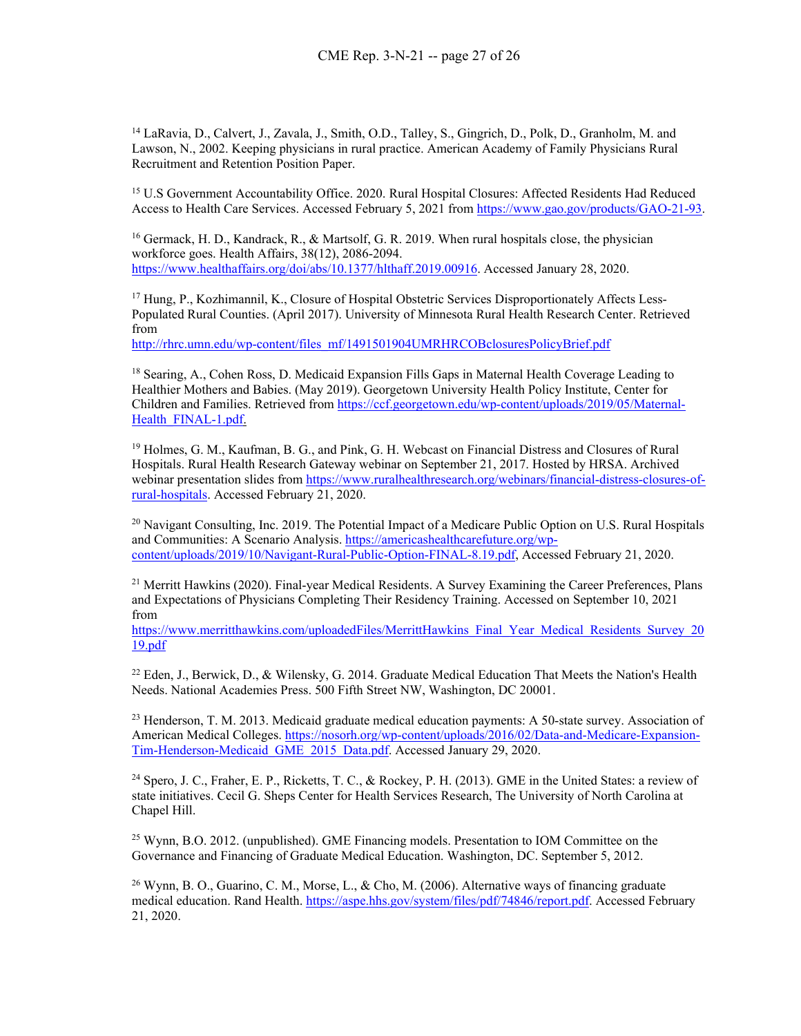[14] LaRavia, D., Calvert, J., Zavala, J., Smith, O.D., Talley, S., Gingrich, D., Polk, D., Granholm, M. and Lawson, N., 2002. Keeping physicians in rural practice. American Academy of Family Physicians Rural Recruitment and Retention Position Paper.

[15] U.S Government Accountability Office. 2020. Rural Hospital Closures: Affected Residents Had Reduced Access to Health Care Services. Accessed February 5, 2021 from https://www.gao.gov/products/GAO-21-93.

[16] Germack, H. D., Kandrack, R., & Martsolf, G. R. 2019. When rural hospitals close, the physician workforce goes. Health Affairs, 38(12), 2086-2094. https://www.healthaffairs.org/doi/abs/10.1377/hlthaff.2019.00916. Accessed January 28, 2020.

[17] Hung, P., Kozhimannil, K., Closure of Hospital Obstetric Services Disproportionately Affects Less-Populated Rural Counties. (April 2017). University of Minnesota Rural Health Research Center. Retrieved from http://rhrc.umn.edu/wp-content/files_mf/1491501904UMRHRCOBclosuresPolicyBrief.pdf

[18] Searing, A., Cohen Ross, D. Medicaid Expansion Fills Gaps in Maternal Health Coverage Leading to Healthier Mothers and Babies. (May 2019). Georgetown University Health Policy Institute, Center for Children and Families. Retrieved from https://ccf.georgetown.edu/wp-content/uploads/2019/05/Maternal-Health_FINAL-1.pdf.

[19] Holmes, G. M., Kaufman, B. G., and Pink, G. H. Webcast on Financial Distress and Closures of Rural Hospitals. Rural Health Research Gateway webinar on September 21, 2017. Hosted by HRSA. Archived webinar presentation slides from https://www.ruralhealthresearch.org/webinars/financial-distress-closures-of-rural-hospitals. Accessed February 21, 2020.

[20] Navigant Consulting, Inc. 2019. The Potential Impact of a Medicare Public Option on U.S. Rural Hospitals and Communities: A Scenario Analysis. https://americashealthcarefuture.org/wp-content/uploads/2019/10/Navigant-Rural-Public-Option-FINAL-8.19.pdf, Accessed February 21, 2020.

[21] Merritt Hawkins (2020). Final-year Medical Residents. A Survey Examining the Career Preferences, Plans and Expectations of Physicians Completing Their Residency Training. Accessed on September 10, 2021 from https://www.merritthawkins.com/uploadedFiles/MerrittHawkins_Final_Year_Medical_Residents_Survey_2019.pdf

[22] Eden, J., Berwick, D., & Wilensky, G. 2014. Graduate Medical Education That Meets the Nation's Health Needs. National Academies Press. 500 Fifth Street NW, Washington, DC 20001.

[23] Henderson, T. M. 2013. Medicaid graduate medical education payments: A 50-state survey. Association of American Medical Colleges. https://nosorh.org/wp-content/uploads/2016/02/Data-and-Medicare-Expansion-Tim-Henderson-Medicaid_GME_2015_Data.pdf. Accessed January 29, 2020.

[24] Spero, J. C., Fraher, E. P., Ricketts, T. C., & Rockey, P. H. (2013). GME in the United States: a review of state initiatives. Cecil G. Sheps Center for Health Services Research, The University of North Carolina at Chapel Hill.

[25] Wynn, B.O. 2012. (unpublished). GME Financing models. Presentation to IOM Committee on the Governance and Financing of Graduate Medical Education. Washington, DC. September 5, 2012.

[26] Wynn, B. O., Guarino, C. M., Morse, L., & Cho, M. (2006). Alternative ways of financing graduate medical education. Rand Health. https://aspe.hhs.gov/system/files/pdf/74846/report.pdf. Accessed February 21, 2020.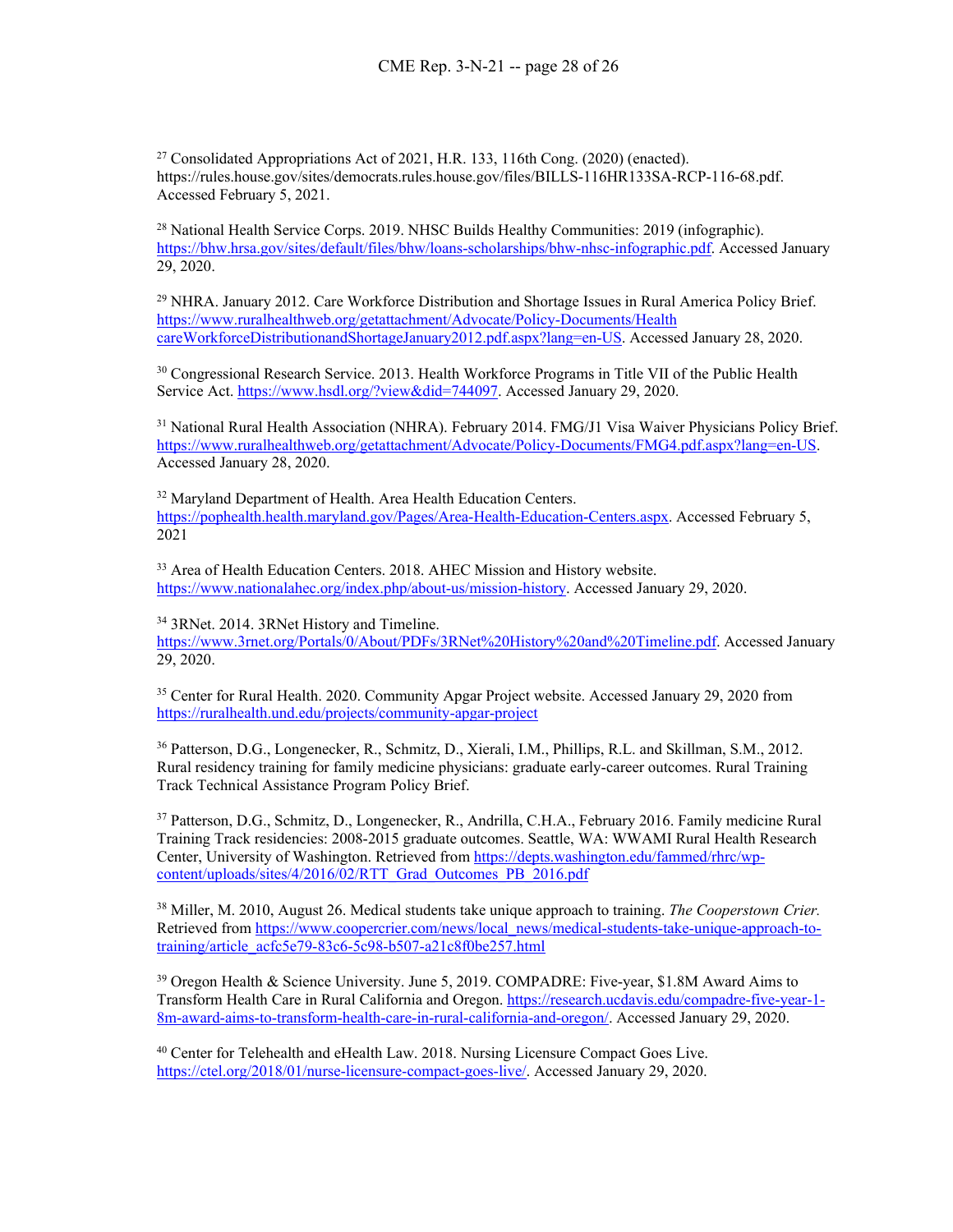[27] Consolidated Appropriations Act of 2021, H.R. 133, 116th Cong. (2020) (enacted). https://rules.house.gov/sites/democrats.rules.house.gov/files/BILLS-116HR133SA-RCP-116-68.pdf. Accessed February 5, 2021.

[28] National Health Service Corps. 2019. NHSC Builds Healthy Communities: 2019 (infographic). https://bhw.hrsa.gov/sites/default/files/bhw/loans-scholarships/bhw-nhsc-infographic.pdf. Accessed January 29, 2020.

[29] NHRA. January 2012. Care Workforce Distribution and Shortage Issues in Rural America Policy Brief. https://www.ruralhealthweb.org/getattachment/Advocate/Policy-Documents/HealthcareWorkforceDistributionandShortageJanuary2012.pdf.aspx?lang=en-US. Accessed January 28, 2020.

[30] Congressional Research Service. 2013. Health Workforce Programs in Title VII of the Public Health Service Act. https://www.hsdl.org/?view&did=744097. Accessed January 29, 2020.

[31] National Rural Health Association (NHRA). February 2014. FMG/J1 Visa Waiver Physicians Policy Brief. https://www.ruralhealthweb.org/getattachment/Advocate/Policy-Documents/FMG4.pdf.aspx?lang=en-US. Accessed January 28, 2020.

[32] Maryland Department of Health. Area Health Education Centers. https://pophealth.health.maryland.gov/Pages/Area-Health-Education-Centers.aspx. Accessed February 5, 2021

[33] Area of Health Education Centers. 2018. AHEC Mission and History website. https://www.nationalahec.org/index.php/about-us/mission-history. Accessed January 29, 2020.

[34] 3RNet. 2014. 3RNet History and Timeline. https://www.3rnet.org/Portals/0/About/PDFs/3RNet%20History%20and%20Timeline.pdf. Accessed January 29, 2020.

[35] Center for Rural Health. 2020. Community Apgar Project website. Accessed January 29, 2020 from https://ruralhealth.und.edu/projects/community-apgar-project

[36] Patterson, D.G., Longenecker, R., Schmitz, D., Xierali, I.M., Phillips, R.L. and Skillman, S.M., 2012. Rural residency training for family medicine physicians: graduate early-career outcomes. Rural Training Track Technical Assistance Program Policy Brief.

[37] Patterson, D.G., Schmitz, D., Longenecker, R., Andrilla, C.H.A., February 2016. Family medicine Rural Training Track residencies: 2008-2015 graduate outcomes. Seattle, WA: WWAMI Rural Health Research Center, University of Washington. Retrieved from https://depts.washington.edu/fammed/rhrc/wp-content/uploads/sites/4/2016/02/RTT_Grad_Outcomes_PB_2016.pdf

[38] Miller, M. 2010, August 26. Medical students take unique approach to training. *The Cooperstown Crier.* Retrieved from https://www.coopercrier.com/news/local_news/medical-students-take-unique-approach-to-training/article_acfc5e79-83c6-5c98-b507-a21c8f0be257.html

[39] Oregon Health & Science University. June 5, 2019. COMPADRE: Five-year, $1.8M Award Aims to Transform Health Care in Rural California and Oregon. https://research.ucdavis.edu/compadre-five-year-1-8m-award-aims-to-transform-health-care-in-rural-california-and-oregon/. Accessed January 29, 2020.

[40] Center for Telehealth and eHealth Law. 2018. Nursing Licensure Compact Goes Live. https://ctel.org/2018/01/nurse-licensure-compact-goes-live/. Accessed January 29, 2020.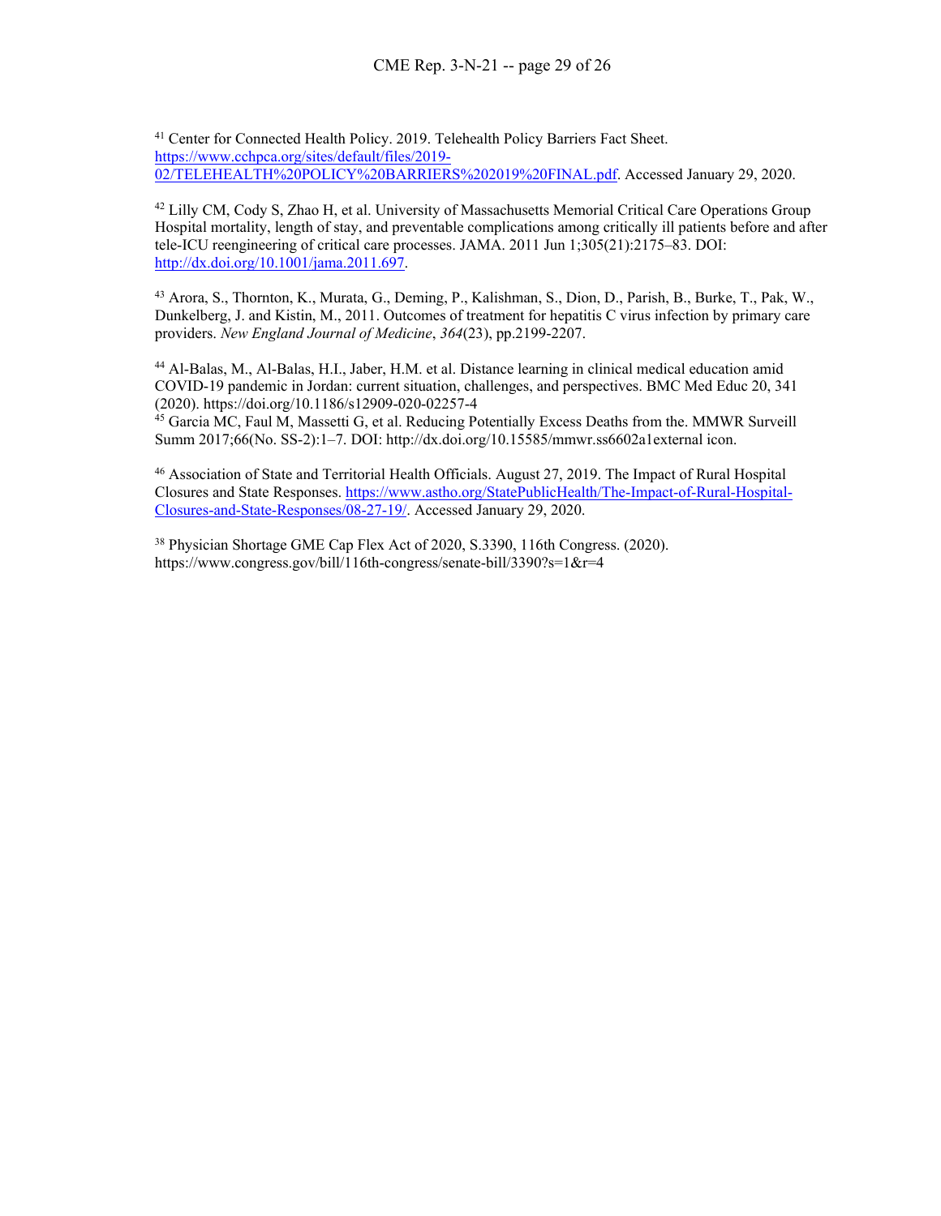[41] Center for Connected Health Policy. 2019. Telehealth Policy Barriers Fact Sheet. https://www.cchpca.org/sites/default/files/2019-02/TELEHEALTH%20POLICY%20BARRIERS%202019%20FINAL.pdf. Accessed January 29, 2020.

[42] Lilly CM, Cody S, Zhao H, et al. University of Massachusetts Memorial Critical Care Operations Group Hospital mortality, length of stay, and preventable complications among critically ill patients before and after tele-ICU reengineering of critical care processes. JAMA. 2011 Jun 1;305(21):2175–83. DOI: http://dx.doi.org/10.1001/jama.2011.697.

[43] Arora, S., Thornton, K., Murata, G., Deming, P., Kalishman, S., Dion, D., Parish, B., Burke, T., Pak, W., Dunkelberg, J. and Kistin, M., 2011. Outcomes of treatment for hepatitis C virus infection by primary care providers. *New England Journal of Medicine*, *364*(23), pp.2199-2207.

[44] Al-Balas, M., Al-Balas, H.I., Jaber, H.M. et al. Distance learning in clinical medical education amid COVID-19 pandemic in Jordan: current situation, challenges, and perspectives. BMC Med Educ 20, 341 (2020). https://doi.org/10.1186/s12909-020-02257-4

[45] Garcia MC, Faul M, Massetti G, et al. Reducing Potentially Excess Deaths from the. MMWR Surveill Summ 2017;66(No. SS-2):1–7. DOI: http://dx.doi.org/10.15585/mmwr.ss6602a1external icon.

[46] Association of State and Territorial Health Officials. August 27, 2019. The Impact of Rural Hospital Closures and State Responses. https://www.astho.org/StatePublicHealth/The-Impact-of-Rural-Hospital-Closures-and-State-Responses/08-27-19/. Accessed January 29, 2020.

[38] Physician Shortage GME Cap Flex Act of 2020, S.3390, 116th Congress. (2020). https://www.congress.gov/bill/116th-congress/senate-bill/3390?s=1&r=4